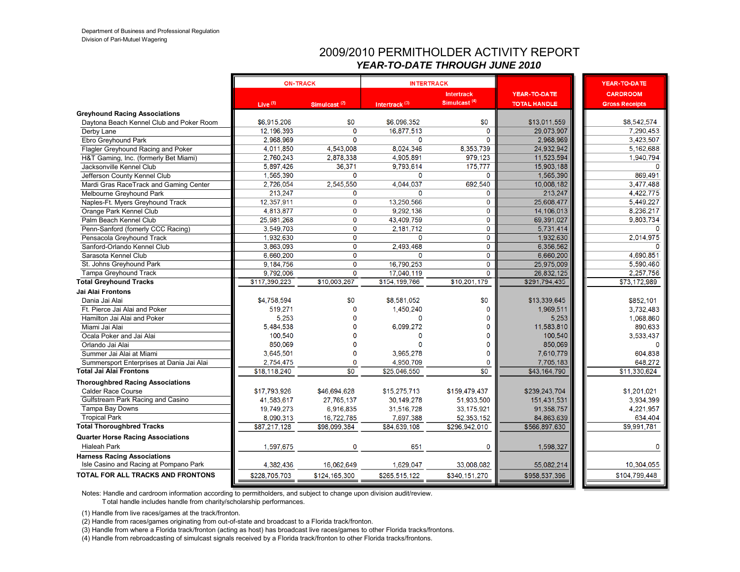Department of Business and Professional Regulation
Division of Pari-Mutuel Wagering

# 2009/2010 PERMITHOLDER ACTIVITY REPORT

## *YEAR-TO-DATE THROUGH JUNE 2010*

| | ON-TRACK | | INTERTRACK | | YEAR-TO-DATE | YEAR-TO-DATE |
|---|---|---|---|---|---|---|
| | Live (1) | Simulcast (2) | Intertrack (3) | Intertrack Simulcast (4) | TOTAL HANDLE | CARDROOM Gross Receipts |
| **Greyhound Racing Associations** | | | | | | |
| Daytona Beach Kennel Club and Poker Room | $6,915,206 | $0 | $6,096,352 | $0 | $13,011,559 | $8,542,574 |
| Derby Lane | 12,196,393 | 0 | 16,877,513 | 0 | 29,073,907 | 7,290,453 |
| Ebro Greyhound Park | 2,968,969 | 0 | 0 | 0 | 2,968,969 | 3,423,507 |
| Flagler Greyhound Racing and Poker | 4,011,850 | 4,543,008 | 8,024,346 | 8,353,739 | 24,932,942 | 5,162,688 |
| H&T Gaming, Inc. (formerly Bet Miami) | 2,760,243 | 2,878,338 | 4,905,891 | 979,123 | 11,523,594 | 1,940,794 |
| Jacksonville Kennel Club | 5,897,426 | 36,371 | 9,793,614 | 175,777 | 15,903,188 | 0 |
| Jefferson County Kennel Club | 1,565,390 | 0 | 0 | 0 | 1,565,390 | 869,491 |
| Mardi Gras RaceTrack and Gaming Center | 2,726,054 | 2,545,550 | 4,044,037 | 692,540 | 10,008,182 | 3,477,488 |
| Melbourne Greyhound Park | 213,247 | 0 | 0 | 0 | 213,247 | 4,422,775 |
| Naples-Ft. Myers Greyhound Track | 12,357,911 | 0 | 13,250,566 | 0 | 25,608,477 | 5,449,227 |
| Orange Park Kennel Club | 4,813,877 | 0 | 9,292,136 | 0 | 14,106,013 | 8,236,217 |
| Palm Beach Kennel Club | 25,981,268 | 0 | 43,409,759 | 0 | 69,391,027 | 9,803,734 |
| Penn-Sanford (fomerly CCC Racing) | 3,549,703 | 0 | 2,181,712 | 0 | 5,731,414 | 0 |
| Pensacola Greyhound Track | 1,932,630 | 0 | 0 | 0 | 1,932,630 | 2,014,975 |
| Sanford-Orlando Kennel Club | 3,863,093 | 0 | 2,493,468 | 0 | 6,356,562 | 0 |
| Sarasota Kennel Club | 6,660,200 | 0 | 0 | 0 | 6,660,200 | 4,690,851 |
| St. Johns Greyhound Park | 9,184,756 | 0 | 16,790,253 | 0 | 25,975,009 | 5,590,460 |
| Tampa Greyhound Track | 9,792,006 | 0 | 17,040,119 | 0 | 26,832,125 | 2,257,756 |
| **Total Greyhound Tracks** | $117,390,223 | $10,003,267 | $154,199,766 | $10,201,179 | $291,794,435 | $73,172,989 |
| **Jai Alai Frontons** | | | | | | |
| Dania Jai Alai | $4,758,594 | $0 | $8,581,052 | $0 | $13,339,645 | $852,101 |
| Ft. Pierce Jai Alai and Poker | 519,271 | 0 | 1,450,240 | 0 | 1,969,511 | 3,732,483 |
| Hamilton Jai Alai and Poker | 5,253 | 0 | 0 | 0 | 5,253 | 1,068,860 |
| Miami Jai Alai | 5,484,538 | 0 | 6,099,272 | 0 | 11,583,810 | 890,633 |
| Ocala Poker and Jai Alai | 100,540 | 0 | 0 | 0 | 100,540 | 3,533,437 |
| Orlando Jai Alai | 850,069 | 0 | 0 | 0 | 850,069 | 0 |
| Summer Jai Alai at Miami | 3,645,501 | 0 | 3,965,278 | 0 | 7,610,779 | 604,838 |
| Summersport Enterprises at Dania Jai Alai | 2,754,475 | 0 | 4,950,709 | 0 | 7,705,183 | 648,272 |
| **Total Jai Alai Frontons** | $18,118,240 | $0 | $25,046,550 | $0 | $43,164,790 | $11,330,624 |
| **Thoroughbred Racing Associations** | | | | | | |
| Calder Race Course | $17,793,926 | $46,694,628 | $15,275,713 | $159,479,437 | $239,243,704 | $1,201,021 |
| Gulfstream Park Racing and Casino | 41,583,617 | 27,765,137 | 30,149,278 | 51,933,500 | 151,431,531 | 3,934,399 |
| Tampa Bay Downs | 19,749,273 | 6,916,835 | 31,516,728 | 33,175,921 | 91,358,757 | 4,221,957 |
| Tropical Park | 8,090,313 | 16,722,785 | 7,697,388 | 52,353,152 | 84,863,639 | 634,404 |
| **Total Thoroughbred Tracks** | $87,217,128 | $98,099,384 | $84,639,108 | $296,942,010 | $566,897,630 | $9,991,781 |
| **Quarter Horse Racing Associations** | | | | | | |
| Hialeah Park | 1,597,675 | 0 | 651 | 0 | 1,598,327 | 0 |
| **Harness Racing Associations** | | | | | | |
| Isle Casino and Racing at Pompano Park | 4,382,436 | 16,062,649 | 1,629,047 | 33,008,082 | 55,082,214 | 10,304,055 |
| **TOTAL FOR ALL TRACKS AND FRONTONS** | $228,705,703 | $124,165,300 | $265,515,122 | $340,151,270 | $958,537,396 | $104,799,448 |

Notes: Handle and cardroom information according to permitholders, and subject to change upon division audit/review.
Total handle includes handle from charity/scholarship performances.

(1) Handle from live races/games at the track/fronton.
(2) Handle from races/games originating from out-of-state and broadcast to a Florida track/fronton.
(3) Handle from where a Florida track/fronton (acting as host) has broadcast live races/games to other Florida tracks/frontons.
(4) Handle from rebroadcasting of simulcast signals received by a Florida track/fronton to other Florida tracks/frontons.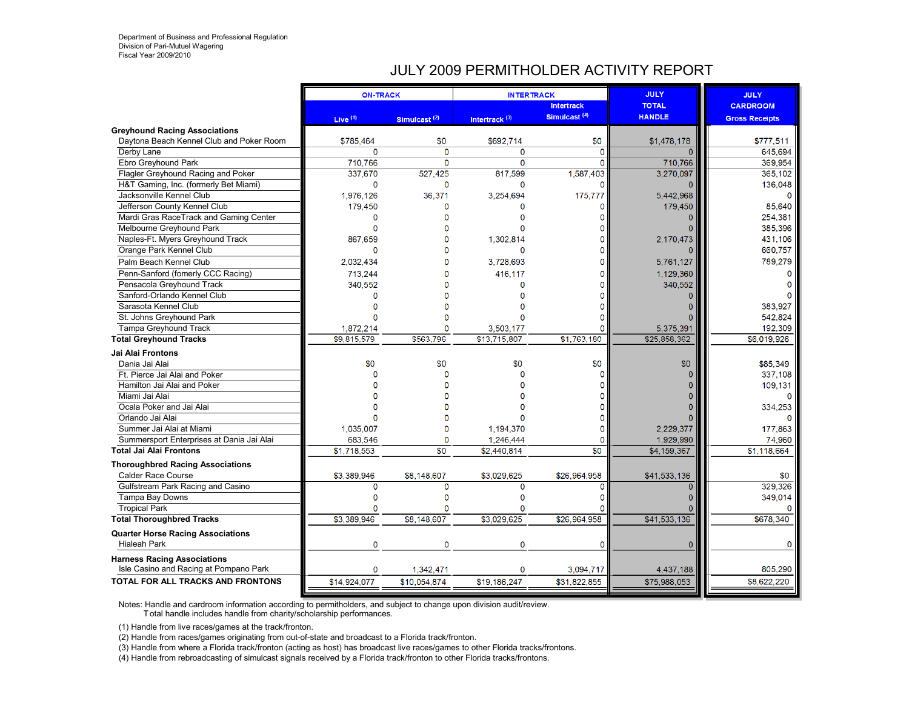Department of Business and Professional Regulation
Division of Pari-Mutuel Wagering
Fiscal Year 2009/2010

# JULY 2009 PERMITHOLDER ACTIVITY REPORT

| | ON-TRACK | | INTERTRACK | | JULY TOTAL HANDLE | JULY CARDROOM Gross Receipts |
|---|---|---|---|---|---|---|
| | Live [1] | Simulcast [2] | Intertrack [3] | Intertrack Simulcast [4] | | |
| **Greyhound Racing Associations** | | | | | | |
| Daytona Beach Kennel Club and Poker Room | $785,464 | $0 | $692,714 | $0 | $1,478,178 | $777,511 |
| Derby Lane | 0 | 0 | 0 | 0 | 0 | 645,694 |
| Ebro Greyhound Park | 710,766 | 0 | 0 | 0 | 710,766 | 369,954 |
| Flagler Greyhound Racing and Poker | 337,670 | 527,425 | 817,599 | 1,587,403 | 3,270,097 | 365,102 |
| H&T Gaming, Inc. (formerly Bet Miami) | 0 | 0 | 0 | 0 | 0 | 136,048 |
| Jacksonville Kennel Club | 1,976,126 | 36,371 | 3,254,694 | 175,777 | 5,442,968 | 0 |
| Jefferson County Kennel Club | 179,450 | 0 | 0 | 0 | 179,450 | 85,640 |
| Mardi Gras RaceTrack and Gaming Center | 0 | 0 | 0 | 0 | 0 | 254,381 |
| Melbourne Greyhound Park | 0 | 0 | 0 | 0 | 0 | 385,396 |
| Naples-Ft. Myers Greyhound Track | 867,659 | 0 | 1,302,814 | 0 | 2,170,473 | 431,106 |
| Orange Park Kennel Club | 0 | 0 | 0 | 0 | 0 | 660,757 |
| Palm Beach Kennel Club | 2,032,434 | 0 | 3,728,693 | 0 | 5,761,127 | 789,279 |
| Penn-Sanford (fomerly CCC Racing) | 713,244 | 0 | 416,117 | 0 | 1,129,360 | 0 |
| Pensacola Greyhound Track | 340,552 | 0 | 0 | 0 | 340,552 | 0 |
| Sanford-Orlando Kennel Club | 0 | 0 | 0 | 0 | 0 | 0 |
| Sarasota Kennel Club | 0 | 0 | 0 | 0 | 0 | 383,927 |
| St. Johns Greyhound Park | 0 | 0 | 0 | 0 | 0 | 542,824 |
| Tampa Greyhound Track | 1,872,214 | 0 | 3,503,177 | 0 | 5,375,391 | 192,309 |
| **Total Greyhound Tracks** | $9,815,579 | $563,796 | $13,715,807 | $1,763,180 | $25,858,362 | $6,019,926 |
| **Jai Alai Frontons** | | | | | | |
| Dania Jai Alai | $0 | $0 | $0 | $0 | $0 | $85,349 |
| Ft. Pierce Jai Alai and Poker | 0 | 0 | 0 | 0 | 0 | 337,108 |
| Hamilton Jai Alai and Poker | 0 | 0 | 0 | 0 | 0 | 109,131 |
| Miami Jai Alai | 0 | 0 | 0 | 0 | 0 | 0 |
| Ocala Poker and Jai Alai | 0 | 0 | 0 | 0 | 0 | 334,253 |
| Orlando Jai Alai | 0 | 0 | 0 | 0 | 0 | 0 |
| Summer Jai Alai at Miami | 1,035,007 | 0 | 1,194,370 | 0 | 2,229,377 | 177,863 |
| Summersport Enterprises at Dania Jai Alai | 683,546 | 0 | 1,246,444 | 0 | 1,929,990 | 74,960 |
| **Total Jai Alai Frontons** | $1,718,553 | $0 | $2,440,814 | $0 | $4,159,367 | $1,118,664 |
| **Thoroughbred Racing Associations** | | | | | | |
| Calder Race Course | $3,389,946 | $8,148,607 | $3,029,625 | $26,964,958 | $41,533,136 | $0 |
| Gulfstream Park Racing and Casino | 0 | 0 | 0 | 0 | 0 | 329,326 |
| Tampa Bay Downs | 0 | 0 | 0 | 0 | 0 | 349,014 |
| Tropical Park | 0 | 0 | 0 | 0 | 0 | 0 |
| **Total Thoroughbred Tracks** | $3,389,946 | $8,148,607 | $3,029,625 | $26,964,958 | $41,533,136 | $678,340 |
| **Quarter Horse Racing Associations** | | | | | | |
| Hialeah Park | 0 | 0 | 0 | 0 | 0 | 0 |
| **Harness Racing Associations** | | | | | | |
| Isle Casino and Racing at Pompano Park | 0 | 1,342,471 | 0 | 3,094,717 | 4,437,188 | 805,290 |
| **TOTAL FOR ALL TRACKS AND FRONTONS** | $14,924,077 | $10,054,874 | $19,186,247 | $31,822,855 | $75,988,053 | $8,622,220 |

Notes: Handle and cardroom information according to permitholders, and subject to change upon division audit/review.
Total handle includes handle from charity/scholarship performances.

(1) Handle from live races/games at the track/fronton.
(2) Handle from races/games originating from out-of-state and broadcast to a Florida track/fronton.
(3) Handle from where a Florida track/fronton (acting as host) has broadcast live races/games to other Florida tracks/frontons.
(4) Handle from rebroadcasting of simulcast signals received by a Florida track/fronton to other Florida tracks/frontons.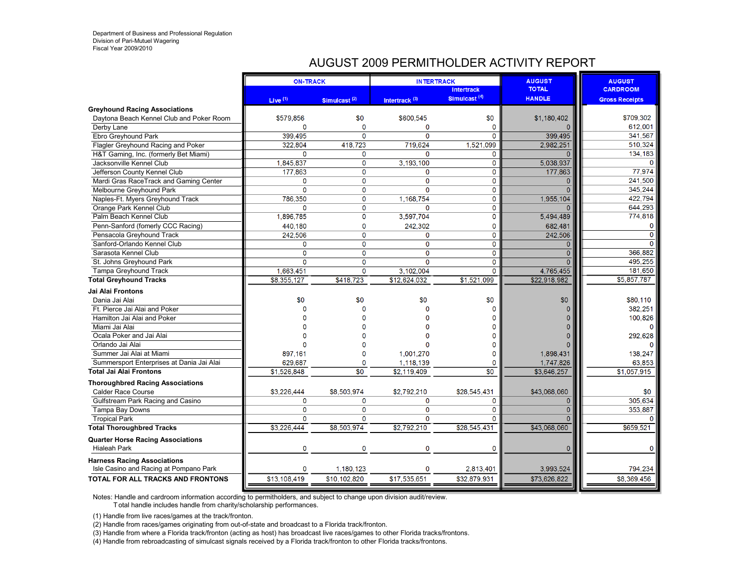Department of Business and Professional Regulation
Division of Pari-Mutuel Wagering
Fiscal Year 2009/2010

# AUGUST 2009 PERMITHOLDER ACTIVITY REPORT

| | ON-TRACK | | INTERTRACK | | AUGUST TOTAL HANDLE | AUGUST CARDROOM Gross Receipts |
|---|---|---|---|---|---|---|
| | Live [1] | Simulcast [2] | Intertrack [3] | Intertrack Simulcast [4] | | |
| **Greyhound Racing Associations** | | | | | | |
| Daytona Beach Kennel Club and Poker Room | $579,856 | $0 | $600,545 | $0 | $1,180,402 | $709,302 |
| Derby Lane | 0 | 0 | 0 | 0 | 0 | 612,001 |
| Ebro Greyhound Park | 399,495 | 0 | 0 | 0 | 399,495 | 341,567 |
| Flagler Greyhound Racing and Poker | 322,804 | 418,723 | 719,624 | 1,521,099 | 2,982,251 | 510,324 |
| H&T Gaming, Inc. (formerly Bet Miami) | 0 | 0 | 0 | 0 | 0 | 134,183 |
| Jacksonville Kennel Club | 1,845,837 | 0 | 3,193,100 | 0 | 5,038,937 | 0 |
| Jefferson County Kennel Club | 177,863 | 0 | 0 | 0 | 177,863 | 77,974 |
| Mardi Gras RaceTrack and Gaming Center | 0 | 0 | 0 | 0 | 0 | 241,500 |
| Melbourne Greyhound Park | 0 | 0 | 0 | 0 | 0 | 345,244 |
| Naples-Ft. Myers Greyhound Track | 786,350 | 0 | 1,168,754 | 0 | 1,955,104 | 422,794 |
| Orange Park Kennel Club | 0 | 0 | 0 | 0 | 0 | 644,293 |
| Palm Beach Kennel Club | 1,896,785 | 0 | 3,597,704 | 0 | 5,494,489 | 774,818 |
| Penn-Sanford (fomerly CCC Racing) | 440,180 | 0 | 242,302 | 0 | 682,481 | 0 |
| Pensacola Greyhound Track | 242,506 | 0 | 0 | 0 | 242,506 | 0 |
| Sanford-Orlando Kennel Club | 0 | 0 | 0 | 0 | 0 | 0 |
| Sarasota Kennel Club | 0 | 0 | 0 | 0 | 0 | 366,882 |
| St. Johns Greyhound Park | 0 | 0 | 0 | 0 | 0 | 495,255 |
| Tampa Greyhound Track | 1,663,451 | 0 | 3,102,004 | 0 | 4,765,455 | 181,650 |
| **Total Greyhound Tracks** | $8,355,127 | $418,723 | $12,624,032 | $1,521,099 | $22,918,982 | $5,857,787 |
| **Jai Alai Frontons** | | | | | | |
| Dania Jai Alai | $0 | $0 | $0 | $0 | $0 | $80,110 |
| Ft. Pierce Jai Alai and Poker | 0 | 0 | 0 | 0 | 0 | 382,251 |
| Hamilton Jai Alai and Poker | 0 | 0 | 0 | 0 | 0 | 100,826 |
| Miami Jai Alai | 0 | 0 | 0 | 0 | 0 | 0 |
| Ocala Poker and Jai Alai | 0 | 0 | 0 | 0 | 0 | 292,628 |
| Orlando Jai Alai | 0 | 0 | 0 | 0 | 0 | 0 |
| Summer Jai Alai at Miami | 897,161 | 0 | 1,001,270 | 0 | 1,898,431 | 138,247 |
| Summersport Enterprises at Dania Jai Alai | 629,687 | 0 | 1,118,139 | 0 | 1,747,826 | 63,853 |
| **Total Jai Alai Frontons** | $1,526,848 | $0 | $2,119,409 | $0 | $3,646,257 | $1,057,915 |
| **Thoroughbred Racing Associations** | | | | | | |
| Calder Race Course | $3,226,444 | $8,503,974 | $2,792,210 | $28,545,431 | $43,068,060 | $0 |
| Gulfstream Park Racing and Casino | 0 | 0 | 0 | 0 | 0 | 305,634 |
| Tampa Bay Downs | 0 | 0 | 0 | 0 | 0 | 353,887 |
| Tropical Park | 0 | 0 | 0 | 0 | 0 | 0 |
| **Total Thoroughbred Tracks** | $3,226,444 | $8,503,974 | $2,792,210 | $28,545,431 | $43,068,060 | $659,521 |
| **Quarter Horse Racing Associations** | | | | | | |
| Hialeah Park | 0 | 0 | 0 | 0 | 0 | 0 |
| **Harness Racing Associations** | | | | | | |
| Isle Casino and Racing at Pompano Park | 0 | 1,180,123 | 0 | 2,813,401 | 3,993,524 | 794,234 |
| **TOTAL FOR ALL TRACKS AND FRONTONS** | $13,108,419 | $10,102,820 | $17,535,651 | $32,879,931 | $73,626,822 | $8,369,456 |

Notes: Handle and cardroom information according to permitholders, and subject to change upon division audit/review.
Total handle includes handle from charity/scholarship performances.

(1) Handle from live races/games at the track/fronton.
(2) Handle from races/games originating from out-of-state and broadcast to a Florida track/fronton.
(3) Handle from where a Florida track/fronton (acting as host) has broadcast live races/games to other Florida tracks/frontons.
(4) Handle from rebroadcasting of simulcast signals received by a Florida track/fronton to other Florida tracks/frontons.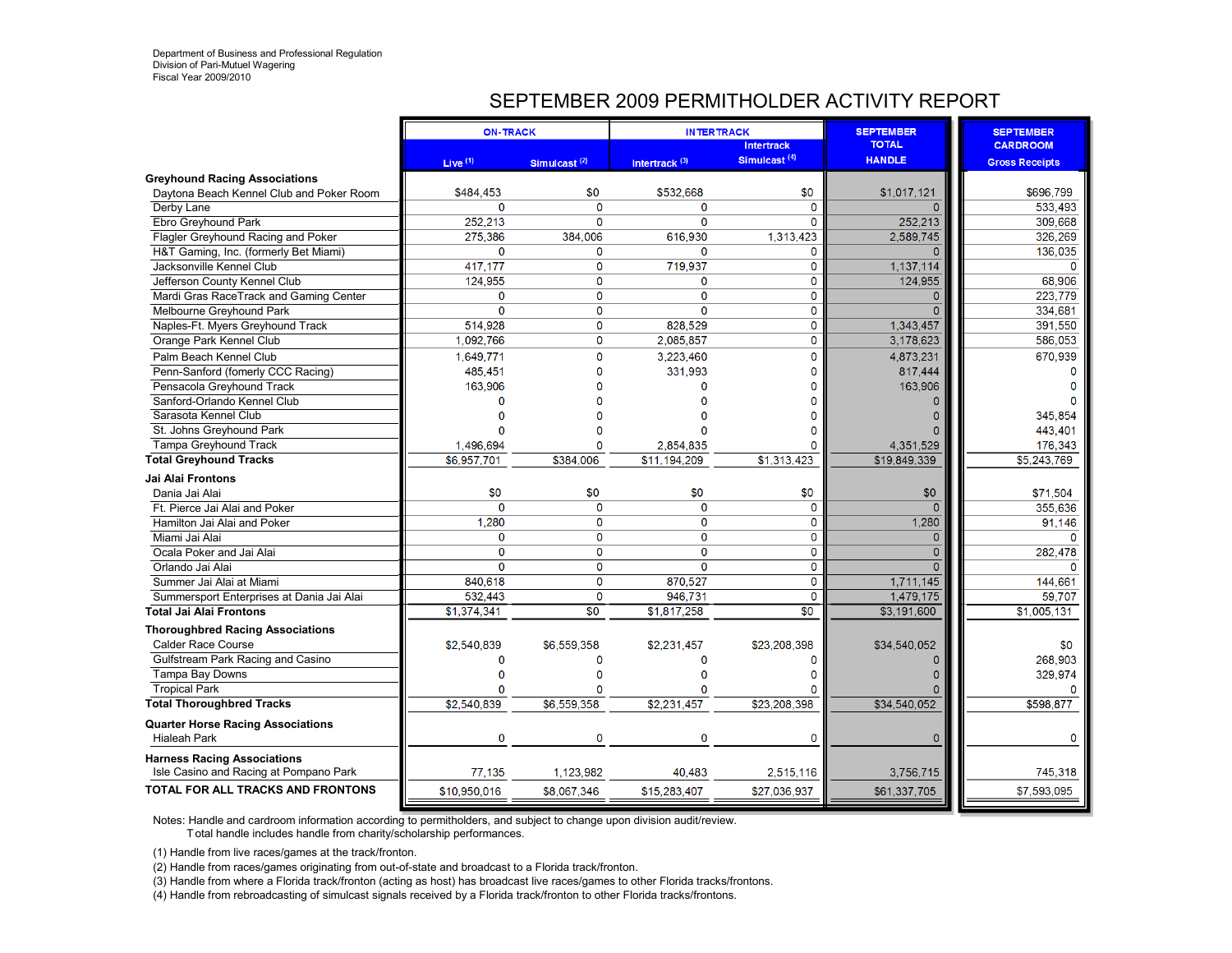Department of Business and Professional Regulation
Division of Pari-Mutuel Wagering
Fiscal Year 2009/2010

# SEPTEMBER 2009 PERMITHOLDER ACTIVITY REPORT

| | ON-TRACK | | INTERTRACK | | SEPTEMBER TOTAL HANDLE | SEPTEMBER CARDROOM |
|---|---|---|---|---|---|---|
| | Live (1) | Simulcast (2) | Intertrack (3) | Intertrack Simulcast (4) | | Gross Receipts |
| **Greyhound Racing Associations** | | | | | | |
| Daytona Beach Kennel Club and Poker Room | $484,453 | $0 | $532,668 | $0 | $1,017,121 | $696,799 |
| Derby Lane | 0 | 0 | 0 | 0 | 0 | 533,493 |
| Ebro Greyhound Park | 252,213 | 0 | 0 | 0 | 252,213 | 309,668 |
| Flagler Greyhound Racing and Poker | 275,386 | 384,006 | 616,930 | 1,313,423 | 2,589,745 | 326,269 |
| H&T Gaming, Inc. (formerly Bet Miami) | 0 | 0 | 0 | 0 | 0 | 136,035 |
| Jacksonville Kennel Club | 417,177 | 0 | 719,937 | 0 | 1,137,114 | 0 |
| Jefferson County Kennel Club | 124,955 | 0 | 0 | 0 | 124,955 | 68,906 |
| Mardi Gras RaceTrack and Gaming Center | 0 | 0 | 0 | 0 | 0 | 223,779 |
| Melbourne Greyhound Park | 0 | 0 | 0 | 0 | 0 | 334,681 |
| Naples-Ft. Myers Greyhound Track | 514,928 | 0 | 828,529 | 0 | 1,343,457 | 391,550 |
| Orange Park Kennel Club | 1,092,766 | 0 | 2,085,857 | 0 | 3,178,623 | 586,053 |
| Palm Beach Kennel Club | 1,649,771 | 0 | 3,223,460 | 0 | 4,873,231 | 670,939 |
| Penn-Sanford (fomerly CCC Racing) | 485,451 | 0 | 331,993 | 0 | 817,444 | 0 |
| Pensacola Greyhound Track | 163,906 | 0 | 0 | 0 | 163,906 | 0 |
| Sanford-Orlando Kennel Club | 0 | 0 | 0 | 0 | 0 | 0 |
| Sarasota Kennel Club | 0 | 0 | 0 | 0 | 0 | 345,854 |
| St. Johns Greyhound Park | 0 | 0 | 0 | 0 | 0 | 443,401 |
| Tampa Greyhound Track | 1,496,694 | 0 | 2,854,835 | 0 | 4,351,529 | 176,343 |
| **Total Greyhound Tracks** | $6,957,701 | $384,006 | $11,194,209 | $1,313,423 | $19,849,339 | $5,243,769 |
| **Jai Alai Frontons** | | | | | | |
| Dania Jai Alai | $0 | $0 | $0 | $0 | $0 | $71,504 |
| Ft. Pierce Jai Alai and Poker | 0 | 0 | 0 | 0 | 0 | 355,636 |
| Hamilton Jai Alai and Poker | 1,280 | 0 | 0 | 0 | 1,280 | 91,146 |
| Miami Jai Alai | 0 | 0 | 0 | 0 | 0 | 0 |
| Ocala Poker and Jai Alai | 0 | 0 | 0 | 0 | 0 | 282,478 |
| Orlando Jai Alai | 0 | 0 | 0 | 0 | 0 | 0 |
| Summer Jai Alai at Miami | 840,618 | 0 | 870,527 | 0 | 1,711,145 | 144,661 |
| Summersport Enterprises at Dania Jai Alai | 532,443 | 0 | 946,731 | 0 | 1,479,175 | 59,707 |
| **Total Jai Alai Frontons** | $1,374,341 | $0 | $1,817,258 | $0 | $3,191,600 | $1,005,131 |
| **Thoroughbred Racing Associations** | | | | | | |
| Calder Race Course | $2,540,839 | $6,559,358 | $2,231,457 | $23,208,398 | $34,540,052 | $0 |
| Gulfstream Park Racing and Casino | 0 | 0 | 0 | 0 | 0 | 268,903 |
| Tampa Bay Downs | 0 | 0 | 0 | 0 | 0 | 329,974 |
| Tropical Park | 0 | 0 | 0 | 0 | 0 | 0 |
| **Total Thoroughbred Tracks** | $2,540,839 | $6,559,358 | $2,231,457 | $23,208,398 | $34,540,052 | $598,877 |
| **Quarter Horse Racing Associations** | | | | | | |
| Hialeah Park | 0 | 0 | 0 | 0 | 0 | 0 |
| **Harness Racing Associations** | | | | | | |
| Isle Casino and Racing at Pompano Park | 77,135 | 1,123,982 | 40,483 | 2,515,116 | 3,756,715 | 745,318 |
| **TOTAL FOR ALL TRACKS AND FRONTONS** | $10,950,016 | $8,067,346 | $15,283,407 | $27,036,937 | $61,337,705 | $7,593,095 |

Notes: Handle and cardroom information according to permitholders, and subject to change upon division audit/review.
Total handle includes handle from charity/scholarship performances.

(1) Handle from live races/games at the track/fronton.
(2) Handle from races/games originating from out-of-state and broadcast to a Florida track/fronton.
(3) Handle from where a Florida track/fronton (acting as host) has broadcast live races/games to other Florida tracks/frontons.
(4) Handle from rebroadcasting of simulcast signals received by a Florida track/fronton to other Florida tracks/frontons.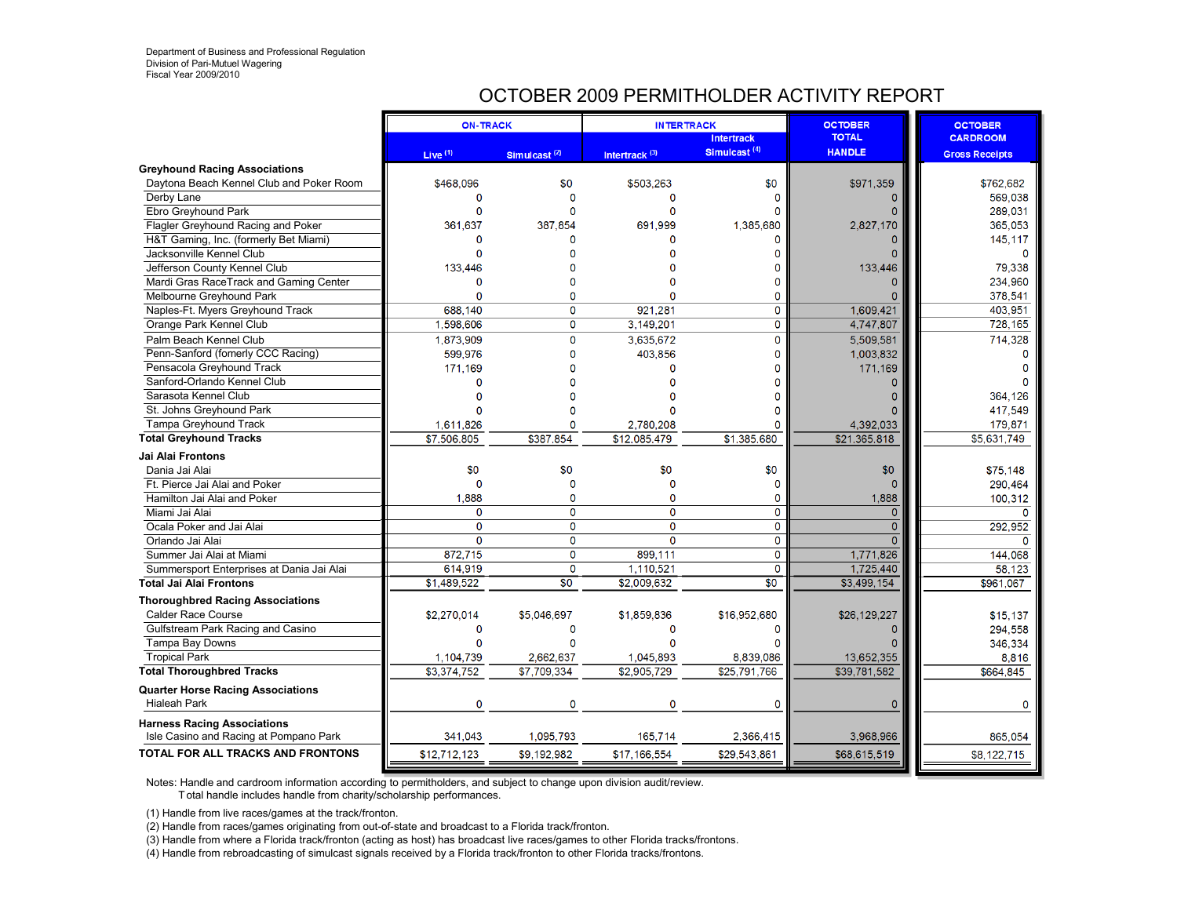Department of Business and Professional Regulation
Division of Pari-Mutuel Wagering
Fiscal Year 2009/2010

# OCTOBER 2009 PERMITHOLDER ACTIVITY REPORT

| | ON-TRACK | | INTERTRACK | | OCTOBER TOTAL HANDLE | OCTOBER CARDROOM |
|---|---|---|---|---|---|---|
| | Live (1) | Simulcast (2) | Intertrack (3) | Intertrack Simulcast (4) | | Gross Receipts |
| **Greyhound Racing Associations** | | | | | | |
| Daytona Beach Kennel Club and Poker Room | $468,096 | $0 | $503,263 | $0 | $971,359 | $762,682 |
| Derby Lane | 0 | 0 | 0 | 0 | 0 | 569,038 |
| Ebro Greyhound Park | 0 | 0 | 0 | 0 | 0 | 289,031 |
| Flagler Greyhound Racing and Poker | 361,637 | 387,854 | 691,999 | 1,385,680 | 2,827,170 | 365,053 |
| H&T Gaming, Inc. (formerly Bet Miami) | 0 | 0 | 0 | 0 | 0 | 145,117 |
| Jacksonville Kennel Club | 0 | 0 | 0 | 0 | 0 | 0 |
| Jefferson County Kennel Club | 133,446 | 0 | 0 | 0 | 133,446 | 79,338 |
| Mardi Gras RaceTrack and Gaming Center | 0 | 0 | 0 | 0 | 0 | 234,960 |
| Melbourne Greyhound Park | 0 | 0 | 0 | 0 | 0 | 378,541 |
| Naples-Ft. Myers Greyhound Track | 688,140 | 0 | 921,281 | 0 | 1,609,421 | 403,951 |
| Orange Park Kennel Club | 1,598,606 | 0 | 3,149,201 | 0 | 4,747,807 | 728,165 |
| Palm Beach Kennel Club | 1,873,909 | 0 | 3,635,672 | 0 | 5,509,581 | 714,328 |
| Penn-Sanford (fomerly CCC Racing) | 599,976 | 0 | 403,856 | 0 | 1,003,832 | 0 |
| Pensacola Greyhound Track | 171,169 | 0 | 0 | 0 | 171,169 | 0 |
| Sanford-Orlando Kennel Club | 0 | 0 | 0 | 0 | 0 | 0 |
| Sarasota Kennel Club | 0 | 0 | 0 | 0 | 0 | 364,126 |
| St. Johns Greyhound Park | 0 | 0 | 0 | 0 | 0 | 417,549 |
| Tampa Greyhound Track | 1,611,826 | 0 | 2,780,208 | 0 | 4,392,033 | 179,871 |
| **Total Greyhound Tracks** | $7,506,805 | $387,854 | $12,085,479 | $1,385,680 | $21,365,818 | $5,631,749 |
| **Jai Alai Frontons** | | | | | | |
| Dania Jai Alai | $0 | $0 | $0 | $0 | $0 | $75,148 |
| Ft. Pierce Jai Alai and Poker | 0 | 0 | 0 | 0 | 0 | 290,464 |
| Hamilton Jai Alai and Poker | 1,888 | 0 | 0 | 0 | 1,888 | 100,312 |
| Miami Jai Alai | 0 | 0 | 0 | 0 | 0 | 0 |
| Ocala Poker and Jai Alai | 0 | 0 | 0 | 0 | 0 | 292,952 |
| Orlando Jai Alai | 0 | 0 | 0 | 0 | 0 | 0 |
| Summer Jai Alai at Miami | 872,715 | 0 | 899,111 | 0 | 1,771,826 | 144,068 |
| Summersport Enterprises at Dania Jai Alai | 614,919 | 0 | 1,110,521 | 0 | 1,725,440 | 58,123 |
| **Total Jai Alai Frontons** | $1,489,522 | $0 | $2,009,632 | $0 | $3,499,154 | $961,067 |
| **Thoroughbred Racing Associations** | | | | | | |
| Calder Race Course | $2,270,014 | $5,046,697 | $1,859,836 | $16,952,680 | $26,129,227 | $15,137 |
| Gulfstream Park Racing and Casino | 0 | 0 | 0 | 0 | 0 | 294,558 |
| Tampa Bay Downs | 0 | 0 | 0 | 0 | 0 | 346,334 |
| Tropical Park | 1,104,739 | 2,662,637 | 1,045,893 | 8,839,086 | 13,652,355 | 8,816 |
| **Total Thoroughbred Tracks** | $3,374,752 | $7,709,334 | $2,905,729 | $25,791,766 | $39,781,582 | $664,845 |
| **Quarter Horse Racing Associations** | | | | | | |
| Hialeah Park | 0 | 0 | 0 | 0 | 0 | 0 |
| **Harness Racing Associations** | | | | | | |
| Isle Casino and Racing at Pompano Park | 341,043 | 1,095,793 | 165,714 | 2,366,415 | 3,968,966 | 865,054 |
| **TOTAL FOR ALL TRACKS AND FRONTONS** | $12,712,123 | $9,192,982 | $17,166,554 | $29,543,861 | $68,615,519 | $8,122,715 |

Notes: Handle and cardroom information according to permitholders, and subject to change upon division audit/review.
Total handle includes handle from charity/scholarship performances.

(1) Handle from live races/games at the track/fronton.
(2) Handle from races/games originating from out-of-state and broadcast to a Florida track/fronton.
(3) Handle from where a Florida track/fronton (acting as host) has broadcast live races/games to other Florida tracks/frontons.
(4) Handle from rebroadcasting of simulcast signals received by a Florida track/fronton to other Florida tracks/frontons.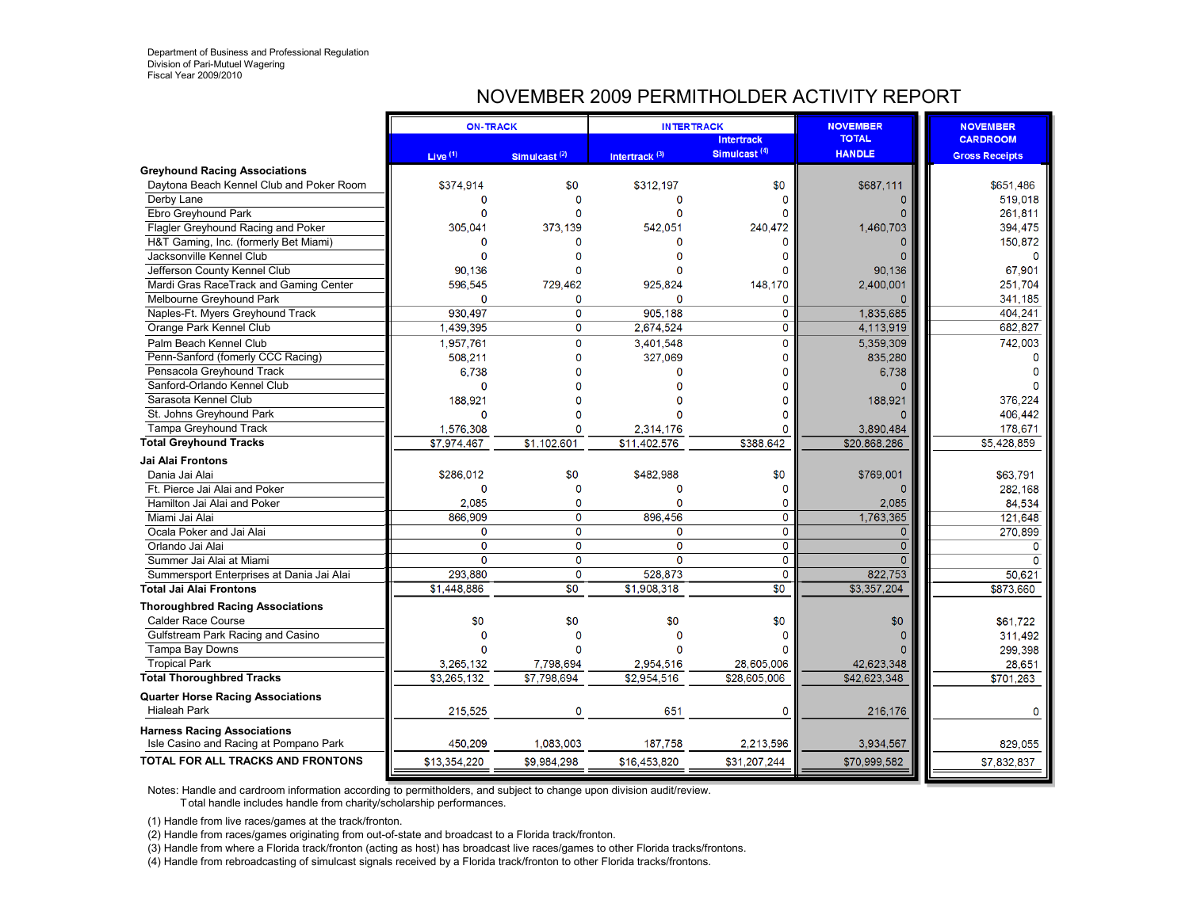Department of Business and Professional Regulation
Division of Pari-Mutuel Wagering
Fiscal Year 2009/2010

# NOVEMBER 2009 PERMITHOLDER ACTIVITY REPORT

| | ON-TRACK | | INTERTRACK | | NOVEMBER TOTAL HANDLE | NOVEMBER CARDROOM Gross Receipts |
|---|---|---|---|---|---|---|
| | Live [1] | Simulcast [2] | Intertrack [3] | Intertrack Simulcast [4] | | |
| **Greyhound Racing Associations** | | | | | | |
| Daytona Beach Kennel Club and Poker Room | $374,914 | $0 | $312,197 | $0 | $687,111 | $651,486 |
| Derby Lane | 0 | 0 | 0 | 0 | 0 | 519,018 |
| Ebro Greyhound Park | 0 | 0 | 0 | 0 | 0 | 261,811 |
| Flagler Greyhound Racing and Poker | 305,041 | 373,139 | 542,051 | 240,472 | 1,460,703 | 394,475 |
| H&T Gaming, Inc. (formerly Bet Miami) | 0 | 0 | 0 | 0 | 0 | 150,872 |
| Jacksonville Kennel Club | 0 | 0 | 0 | 0 | 0 | 0 |
| Jefferson County Kennel Club | 90,136 | 0 | 0 | 0 | 90,136 | 67,901 |
| Mardi Gras RaceTrack and Gaming Center | 596,545 | 729,462 | 925,824 | 148,170 | 2,400,001 | 251,704 |
| Melbourne Greyhound Park | 0 | 0 | 0 | 0 | 0 | 341,185 |
| Naples-Ft. Myers Greyhound Track | 930,497 | 0 | 905,188 | 0 | 1,835,685 | 404,241 |
| Orange Park Kennel Club | 1,439,395 | 0 | 2,674,524 | 0 | 4,113,919 | 682,827 |
| Palm Beach Kennel Club | 1,957,761 | 0 | 3,401,548 | 0 | 5,359,309 | 742,003 |
| Penn-Sanford (fomerly CCC Racing) | 508,211 | 0 | 327,069 | 0 | 835,280 | 0 |
| Pensacola Greyhound Track | 6,738 | 0 | 0 | 0 | 6,738 | 0 |
| Sanford-Orlando Kennel Club | 0 | 0 | 0 | 0 | 0 | 0 |
| Sarasota Kennel Club | 188,921 | 0 | 0 | 0 | 188,921 | 376,224 |
| St. Johns Greyhound Park | 0 | 0 | 0 | 0 | 0 | 406,442 |
| Tampa Greyhound Track | 1,576,308 | 0 | 2,314,176 | 0 | 3,890,484 | 178,671 |
| **Total Greyhound Tracks** | $7,974,467 | $1,102,601 | $11,402,576 | $388,642 | $20,868,286 | $5,428,859 |
| **Jai Alai Frontons** | | | | | | |
| Dania Jai Alai | $286,012 | $0 | $482,988 | $0 | $769,001 | $63,791 |
| Ft. Pierce Jai Alai and Poker | 0 | 0 | 0 | 0 | 0 | 282,168 |
| Hamilton Jai Alai and Poker | 2,085 | 0 | 0 | 0 | 2,085 | 84,534 |
| Miami Jai Alai | 866,909 | 0 | 896,456 | 0 | 1,763,365 | 121,648 |
| Ocala Poker and Jai Alai | 0 | 0 | 0 | 0 | 0 | 270,899 |
| Orlando Jai Alai | 0 | 0 | 0 | 0 | 0 | 0 |
| Summer Jai Alai at Miami | 0 | 0 | 0 | 0 | 0 | 0 |
| Summersport Enterprises at Dania Jai Alai | 293,880 | 0 | 528,873 | 0 | 822,753 | 50,621 |
| **Total Jai Alai Frontons** | $1,448,886 | $0 | $1,908,318 | $0 | $3,357,204 | $873,660 |
| **Thoroughbred Racing Associations** | | | | | | |
| Calder Race Course | $0 | $0 | $0 | $0 | $0 | $61,722 |
| Gulfstream Park Racing and Casino | 0 | 0 | 0 | 0 | 0 | 311,492 |
| Tampa Bay Downs | 0 | 0 | 0 | 0 | 0 | 299,398 |
| Tropical Park | 3,265,132 | 7,798,694 | 2,954,516 | 28,605,006 | 42,623,348 | 28,651 |
| **Total Thoroughbred Tracks** | $3,265,132 | $7,798,694 | $2,954,516 | $28,605,006 | $42,623,348 | $701,263 |
| **Quarter Horse Racing Associations** | | | | | | |
| Hialeah Park | 215,525 | 0 | 651 | 0 | 216,176 | 0 |
| **Harness Racing Associations** | | | | | | |
| Isle Casino and Racing at Pompano Park | 450,209 | 1,083,003 | 187,758 | 2,213,596 | 3,934,567 | 829,055 |
| **TOTAL FOR ALL TRACKS AND FRONTONS** | $13,354,220 | $9,984,298 | $16,453,820 | $31,207,244 | $70,999,582 | $7,832,837 |

Notes: Handle and cardroom information according to permitholders, and subject to change upon division audit/review.
Total handle includes handle from charity/scholarship performances.

(1) Handle from live races/games at the track/fronton.
(2) Handle from races/games originating from out-of-state and broadcast to a Florida track/fronton.
(3) Handle from where a Florida track/fronton (acting as host) has broadcast live races/games to other Florida tracks/frontons.
(4) Handle from rebroadcasting of simulcast signals received by a Florida track/fronton to other Florida tracks/frontons.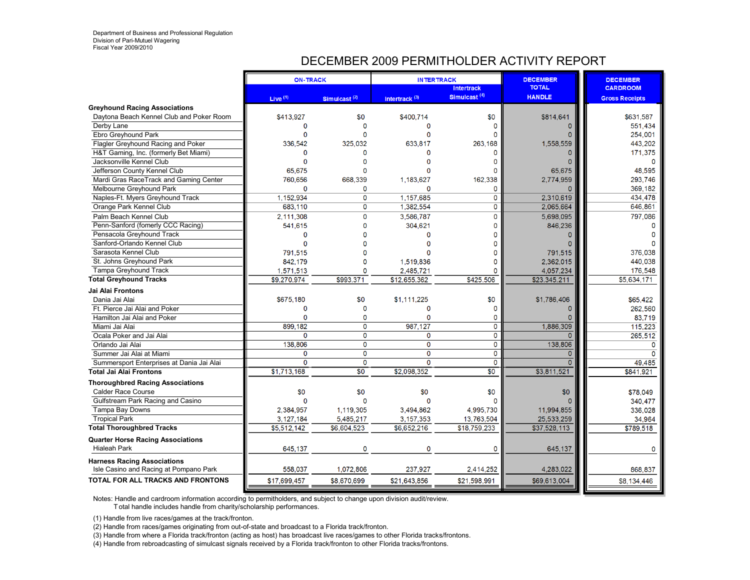Department of Business and Professional Regulation
Division of Pari-Mutuel Wagering
Fiscal Year 2009/2010

# DECEMBER 2009 PERMITHOLDER ACTIVITY REPORT

| | ON-TRACK | | INTERTRACK | | DECEMBER TOTAL HANDLE | DECEMBER CARDROOM |
|---|---|---|---|---|---|---|
| | Live [1] | Simulcast [2] | Intertrack [3] | Intertrack Simulcast [4] | | Gross Receipts |
| **Greyhound Racing Associations** | | | | | | |
| Daytona Beach Kennel Club and Poker Room | $413,927 | $0 | $400,714 | $0 | $814,641 | $631,587 |
| Derby Lane | 0 | 0 | 0 | 0 | 0 | 551,434 |
| Ebro Greyhound Park | 0 | 0 | 0 | 0 | 0 | 254,001 |
| Flagler Greyhound Racing and Poker | 336,542 | 325,032 | 633,817 | 263,168 | 1,558,559 | 443,202 |
| H&T Gaming, Inc. (formerly Bet Miami) | 0 | 0 | 0 | 0 | 0 | 171,375 |
| Jacksonville Kennel Club | 0 | 0 | 0 | 0 | 0 | 0 |
| Jefferson County Kennel Club | 65,675 | 0 | 0 | 0 | 65,675 | 48,595 |
| Mardi Gras RaceTrack and Gaming Center | 760,656 | 668,339 | 1,183,627 | 162,338 | 2,774,959 | 293,746 |
| Melbourne Greyhound Park | 0 | 0 | 0 | 0 | 0 | 369,182 |
| Naples-Ft. Myers Greyhound Track | 1,152,934 | 0 | 1,157,685 | 0 | 2,310,619 | 434,478 |
| Orange Park Kennel Club | 683,110 | 0 | 1,382,554 | 0 | 2,065,664 | 646,861 |
| Palm Beach Kennel Club | 2,111,308 | 0 | 3,586,787 | 0 | 5,698,095 | 797,086 |
| Penn-Sanford (fomerly CCC Racing) | 541,615 | 0 | 304,621 | 0 | 846,236 | 0 |
| Pensacola Greyhound Track | 0 | 0 | 0 | 0 | 0 | 0 |
| Sanford-Orlando Kennel Club | 0 | 0 | 0 | 0 | 0 | 0 |
| Sarasota Kennel Club | 791,515 | 0 | 0 | 0 | 791,515 | 376,038 |
| St. Johns Greyhound Park | 842,179 | 0 | 1,519,836 | 0 | 2,362,015 | 440,038 |
| Tampa Greyhound Track | 1,571,513 | 0 | 2,485,721 | 0 | 4,057,234 | 176,548 |
| **Total Greyhound Tracks** | $9,270,974 | $993,371 | $12,655,362 | $425,506 | $23,345,211 | $5,634,171 |
| **Jai Alai Frontons** | | | | | | |
| Dania Jai Alai | $675,180 | $0 | $1,111,225 | $0 | $1,786,406 | $65,422 |
| Ft. Pierce Jai Alai and Poker | 0 | 0 | 0 | 0 | 0 | 262,560 |
| Hamilton Jai Alai and Poker | 0 | 0 | 0 | 0 | 0 | 83,719 |
| Miami Jai Alai | 899,182 | 0 | 987,127 | 0 | 1,886,309 | 115,223 |
| Ocala Poker and Jai Alai | 0 | 0 | 0 | 0 | 0 | 265,512 |
| Orlando Jai Alai | 138,806 | 0 | 0 | 0 | 138,806 | 0 |
| Summer Jai Alai at Miami | 0 | 0 | 0 | 0 | 0 | 0 |
| Summersport Enterprises at Dania Jai Alai | 0 | 0 | 0 | 0 | 0 | 49,485 |
| **Total Jai Alai Frontons** | $1,713,168 | $0 | $2,098,352 | $0 | $3,811,521 | $841,921 |
| **Thoroughbred Racing Associations** | | | | | | |
| Calder Race Course | $0 | $0 | $0 | $0 | $0 | $78,049 |
| Gulfstream Park Racing and Casino | 0 | 0 | 0 | 0 | 0 | 340,477 |
| Tampa Bay Downs | 2,384,957 | 1,119,305 | 3,494,862 | 4,995,730 | 11,994,855 | 336,028 |
| Tropical Park | 3,127,184 | 5,485,217 | 3,157,353 | 13,763,504 | 25,533,259 | 34,964 |
| **Total Thoroughbred Tracks** | $5,512,142 | $6,604,523 | $6,652,216 | $18,759,233 | $37,528,113 | $789,518 |
| **Quarter Horse Racing Associations** | | | | | | |
| Hialeah Park | 645,137 | 0 | 0 | 0 | 645,137 | 0 |
| **Harness Racing Associations** | | | | | | |
| Isle Casino and Racing at Pompano Park | 558,037 | 1,072,806 | 237,927 | 2,414,252 | 4,283,022 | 868,837 |
| **TOTAL FOR ALL TRACKS AND FRONTONS** | $17,699,457 | $8,670,699 | $21,643,856 | $21,598,991 | $69,613,004 | $8,134,446 |

Notes: Handle and cardroom information according to permitholders, and subject to change upon division audit/review.
Total handle includes handle from charity/scholarship performances.

(1) Handle from live races/games at the track/fronton.
(2) Handle from races/games originating from out-of-state and broadcast to a Florida track/fronton.
(3) Handle from where a Florida track/fronton (acting as host) has broadcast live races/games to other Florida tracks/frontons.
(4) Handle from rebroadcasting of simulcast signals received by a Florida track/fronton to other Florida tracks/frontons.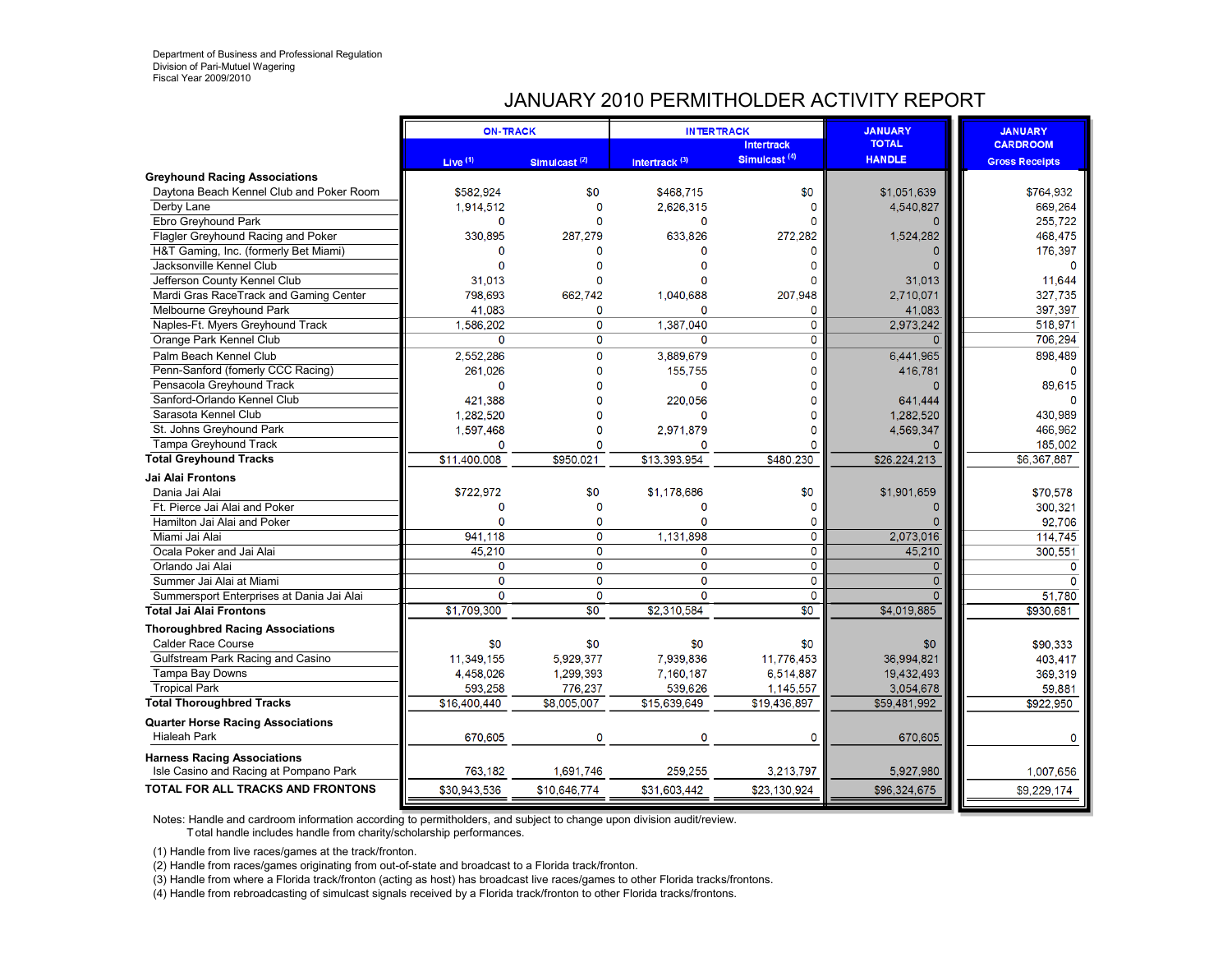Department of Business and Professional Regulation
Division of Pari-Mutuel Wagering
Fiscal Year 2009/2010

# JANUARY 2010 PERMITHOLDER ACTIVITY REPORT

| | ON-TRACK | | INTERTRACK | | JANUARY TOTAL HANDLE | JANUARY CARDROOM Gross Receipts |
|---|---|---|---|---|---|---|
| | Live [1] | Simulcast [2] | Intertrack [3] | Intertrack Simulcast [4] | | |
| **Greyhound Racing Associations** | | | | | | |
| Daytona Beach Kennel Club and Poker Room | $582,924 | $0 | $468,715 | $0 | $1,051,639 | $764,932 |
| Derby Lane | 1,914,512 | 0 | 2,626,315 | 0 | 4,540,827 | 669,264 |
| Ebro Greyhound Park | 0 | 0 | 0 | 0 | 0 | 255,722 |
| Flagler Greyhound Racing and Poker | 330,895 | 287,279 | 633,826 | 272,282 | 1,524,282 | 468,475 |
| H&T Gaming, Inc. (formerly Bet Miami) | 0 | 0 | 0 | 0 | 0 | 176,397 |
| Jacksonville Kennel Club | 0 | 0 | 0 | 0 | 0 | 0 |
| Jefferson County Kennel Club | 31,013 | 0 | 0 | 0 | 31,013 | 11,644 |
| Mardi Gras RaceTrack and Gaming Center | 798,693 | 662,742 | 1,040,688 | 207,948 | 2,710,071 | 327,735 |
| Melbourne Greyhound Park | 41,083 | 0 | 0 | 0 | 41,083 | 397,397 |
| Naples-Ft. Myers Greyhound Track | 1,586,202 | 0 | 1,387,040 | 0 | 2,973,242 | 518,971 |
| Orange Park Kennel Club | 0 | 0 | 0 | 0 | 0 | 706,294 |
| Palm Beach Kennel Club | 2,552,286 | 0 | 3,889,679 | 0 | 6,441,965 | 898,489 |
| Penn-Sanford (fomerly CCC Racing) | 261,026 | 0 | 155,755 | 0 | 416,781 | 0 |
| Pensacola Greyhound Track | 0 | 0 | 0 | 0 | 0 | 89,615 |
| Sanford-Orlando Kennel Club | 421,388 | 0 | 220,056 | 0 | 641,444 | 0 |
| Sarasota Kennel Club | 1,282,520 | 0 | 0 | 0 | 1,282,520 | 430,989 |
| St. Johns Greyhound Park | 1,597,468 | 0 | 2,971,879 | 0 | 4,569,347 | 466,962 |
| Tampa Greyhound Track | 0 | 0 | 0 | 0 | 0 | 185,002 |
| **Total Greyhound Tracks** | $11,400,008 | $950,021 | $13,393,954 | $480,230 | $26,224,213 | $6,367,887 |
| **Jai Alai Frontons** | | | | | | |
| Dania Jai Alai | $722,972 | $0 | $1,178,686 | $0 | $1,901,659 | $70,578 |
| Ft. Pierce Jai Alai and Poker | 0 | 0 | 0 | 0 | 0 | 300,321 |
| Hamilton Jai Alai and Poker | 0 | 0 | 0 | 0 | 0 | 92,706 |
| Miami Jai Alai | 941,118 | 0 | 1,131,898 | 0 | 2,073,016 | 114,745 |
| Ocala Poker and Jai Alai | 45,210 | 0 | 0 | 0 | 45,210 | 300,551 |
| Orlando Jai Alai | 0 | 0 | 0 | 0 | 0 | 0 |
| Summer Jai Alai at Miami | 0 | 0 | 0 | 0 | 0 | 0 |
| Summersport Enterprises at Dania Jai Alai | 0 | 0 | 0 | 0 | 0 | 51,780 |
| **Total Jai Alai Frontons** | $1,709,300 | $0 | $2,310,584 | $0 | $4,019,885 | $930,681 |
| **Thoroughbred Racing Associations** | | | | | | |
| Calder Race Course | $0 | $0 | $0 | $0 | $0 | $90,333 |
| Gulfstream Park Racing and Casino | 11,349,155 | 5,929,377 | 7,939,836 | 11,776,453 | 36,994,821 | 403,417 |
| Tampa Bay Downs | 4,458,026 | 1,299,393 | 7,160,187 | 6,514,887 | 19,432,493 | 369,319 |
| Tropical Park | 593,258 | 776,237 | 539,626 | 1,145,557 | 3,054,678 | 59,881 |
| **Total Thoroughbred Tracks** | $16,400,440 | $8,005,007 | $15,639,649 | $19,436,897 | $59,481,992 | $922,950 |
| **Quarter Horse Racing Associations** | | | | | | |
| Hialeah Park | 670,605 | 0 | 0 | 0 | 670,605 | 0 |
| **Harness Racing Associations** | | | | | | |
| Isle Casino and Racing at Pompano Park | 763,182 | 1,691,746 | 259,255 | 3,213,797 | 5,927,980 | 1,007,656 |
| **TOTAL FOR ALL TRACKS AND FRONTONS** | $30,943,536 | $10,646,774 | $31,603,442 | $23,130,924 | $96,324,675 | $9,229,174 |

Notes: Handle and cardroom information according to permitholders, and subject to change upon division audit/review.
Total handle includes handle from charity/scholarship performances.

(1) Handle from live races/games at the track/fronton.
(2) Handle from races/games originating from out-of-state and broadcast to a Florida track/fronton.
(3) Handle from where a Florida track/fronton (acting as host) has broadcast live races/games to other Florida tracks/frontons.
(4) Handle from rebroadcasting of simulcast signals received by a Florida track/fronton to other Florida tracks/frontons.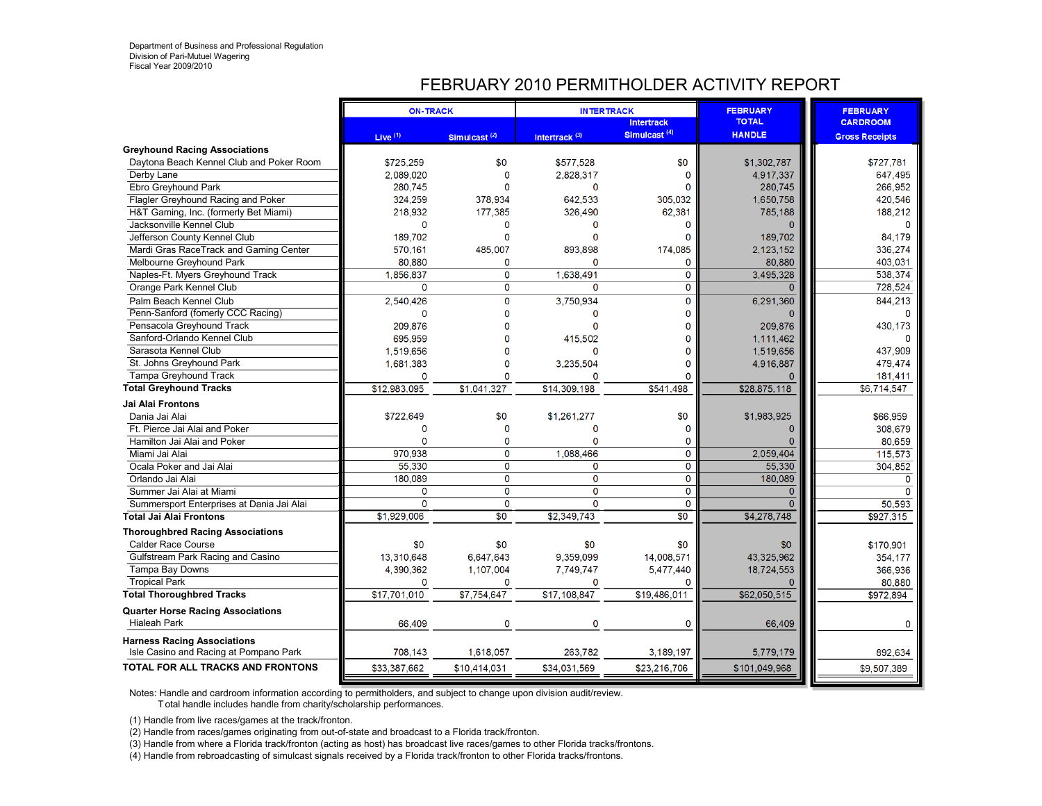Department of Business and Professional Regulation
Division of Pari-Mutuel Wagering
Fiscal Year 2009/2010

# FEBRUARY 2010 PERMITHOLDER ACTIVITY REPORT

| | ON-TRACK | | INTERTRACK | | FEBRUARY TOTAL HANDLE | FEBRUARY CARDROOM Gross Receipts |
|---|---|---|---|---|---|---|
| | Live [1] | Simulcast [2] | Intertrack [3] | Intertrack Simulcast [4] | | |
| **Greyhound Racing Associations** | | | | | | |
| Daytona Beach Kennel Club and Poker Room | $725,259 | $0 | $577,528 | $0 | $1,302,787 | $727,781 |
| Derby Lane | 2,089,020 | 0 | 2,828,317 | 0 | 4,917,337 | 647,495 |
| Ebro Greyhound Park | 280,745 | 0 | 0 | 0 | 280,745 | 266,952 |
| Flagler Greyhound Racing and Poker | 324,259 | 378,934 | 642,533 | 305,032 | 1,650,758 | 420,546 |
| H&T Gaming, Inc. (formerly Bet Miami) | 218,932 | 177,385 | 326,490 | 62,381 | 785,188 | 188,212 |
| Jacksonville Kennel Club | 0 | 0 | 0 | 0 | 0 | 0 |
| Jefferson County Kennel Club | 189,702 | 0 | 0 | 0 | 189,702 | 84,179 |
| Mardi Gras RaceTrack and Gaming Center | 570,161 | 485,007 | 893,898 | 174,085 | 2,123,152 | 336,274 |
| Melbourne Greyhound Park | 80,880 | 0 | 0 | 0 | 80,880 | 403,031 |
| Naples-Ft. Myers Greyhound Track | 1,856,837 | 0 | 1,638,491 | 0 | 3,495,328 | 538,374 |
| Orange Park Kennel Club | 0 | 0 | 0 | 0 | 0 | 728,524 |
| Palm Beach Kennel Club | 2,540,426 | 0 | 3,750,934 | 0 | 6,291,360 | 844,213 |
| Penn-Sanford (fomerly CCC Racing) | 0 | 0 | 0 | 0 | 0 | 0 |
| Pensacola Greyhound Track | 209,876 | 0 | 0 | 0 | 209,876 | 430,173 |
| Sanford-Orlando Kennel Club | 695,959 | 0 | 415,502 | 0 | 1,111,462 | 0 |
| Sarasota Kennel Club | 1,519,656 | 0 | 0 | 0 | 1,519,656 | 437,909 |
| St. Johns Greyhound Park | 1,681,383 | 0 | 3,235,504 | 0 | 4,916,887 | 479,474 |
| Tampa Greyhound Track | 0 | 0 | 0 | 0 | 0 | 181,411 |
| **Total Greyhound Tracks** | $12,983,095 | $1,041,327 | $14,309,198 | $541,498 | $28,875,118 | $6,714,547 |
| **Jai Alai Frontons** | | | | | | |
| Dania Jai Alai | $722,649 | $0 | $1,261,277 | $0 | $1,983,925 | $66,959 |
| Ft. Pierce Jai Alai and Poker | 0 | 0 | 0 | 0 | 0 | 308,679 |
| Hamilton Jai Alai and Poker | 0 | 0 | 0 | 0 | 0 | 80,659 |
| Miami Jai Alai | 970,938 | 0 | 1,088,466 | 0 | 2,059,404 | 115,573 |
| Ocala Poker and Jai Alai | 55,330 | 0 | 0 | 0 | 55,330 | 304,852 |
| Orlando Jai Alai | 180,089 | 0 | 0 | 0 | 180,089 | 0 |
| Summer Jai Alai at Miami | 0 | 0 | 0 | 0 | 0 | 0 |
| Summersport Enterprises at Dania Jai Alai | 0 | 0 | 0 | 0 | 0 | 50,593 |
| **Total Jai Alai Frontons** | $1,929,006 | $0 | $2,349,743 | $0 | $4,278,748 | $927,315 |
| **Thoroughbred Racing Associations** | | | | | | |
| Calder Race Course | $0 | $0 | $0 | $0 | $0 | $170,901 |
| Gulfstream Park Racing and Casino | 13,310,648 | 6,647,643 | 9,359,099 | 14,008,571 | 43,325,962 | 354,177 |
| Tampa Bay Downs | 4,390,362 | 1,107,004 | 7,749,747 | 5,477,440 | 18,724,553 | 366,936 |
| Tropical Park | 0 | 0 | 0 | 0 | 0 | 80,880 |
| **Total Thoroughbred Tracks** | $17,701,010 | $7,754,647 | $17,108,847 | $19,486,011 | $62,050,515 | $972,894 |
| **Quarter Horse Racing Associations** | | | | | | |
| Hialeah Park | 66,409 | 0 | 0 | 0 | 66,409 | 0 |
| **Harness Racing Associations** | | | | | | |
| Isle Casino and Racing at Pompano Park | 708,143 | 1,618,057 | 263,782 | 3,189,197 | 5,779,179 | 892,634 |
| **TOTAL FOR ALL TRACKS AND FRONTONS** | $33,387,662 | $10,414,031 | $34,031,569 | $23,216,706 | $101,049,968 | $9,507,389 |

Notes: Handle and cardroom information according to permitholders, and subject to change upon division audit/review.
Total handle includes handle from charity/scholarship performances.

(1) Handle from live races/games at the track/fronton.
(2) Handle from races/games originating from out-of-state and broadcast to a Florida track/fronton.
(3) Handle from where a Florida track/fronton (acting as host) has broadcast live races/games to other Florida tracks/frontons.
(4) Handle from rebroadcasting of simulcast signals received by a Florida track/fronton to other Florida tracks/frontons.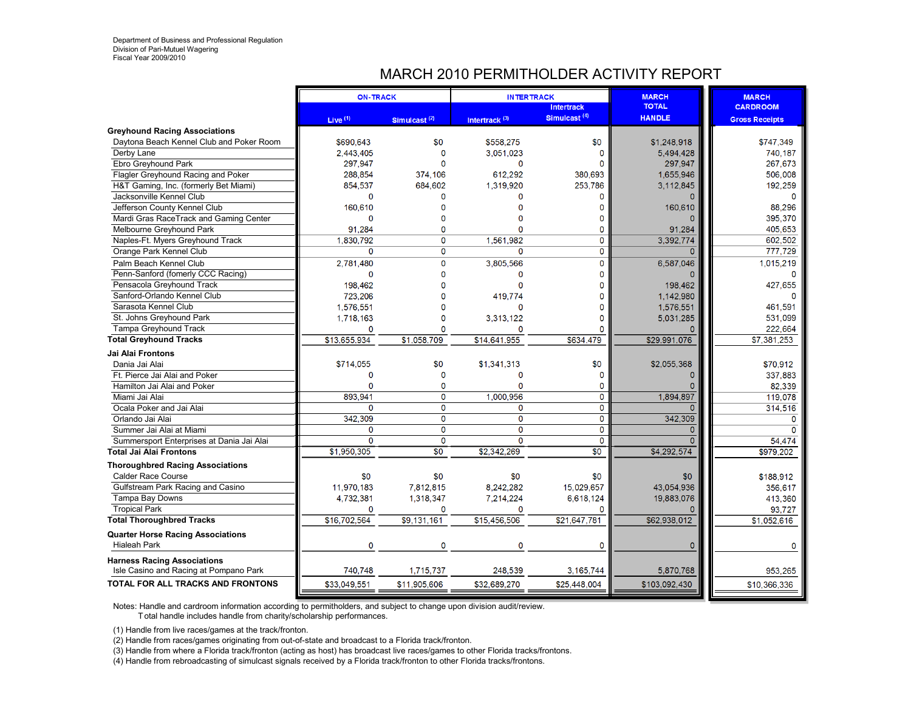Department of Business and Professional Regulation
Division of Pari-Mutuel Wagering
Fiscal Year 2009/2010

# MARCH 2010 PERMITHOLDER ACTIVITY REPORT

| | ON-TRACK | | INTERTRACK | | MARCH TOTAL HANDLE | MARCH CARDROOM Gross Receipts |
|---|---|---|---|---|---|---|
| | Live [1] | Simulcast [2] | Intertrack [3] | Intertrack Simulcast [4] | | |
| **Greyhound Racing Associations** | | | | | | |
| Daytona Beach Kennel Club and Poker Room | $690,643 | $0 | $558,275 | $0 | $1,248,918 | $747,349 |
| Derby Lane | 2,443,405 | 0 | 3,051,023 | 0 | 5,494,428 | 740,187 |
| Ebro Greyhound Park | 297,947 | 0 | 0 | 0 | 297,947 | 267,673 |
| Flagler Greyhound Racing and Poker | 288,854 | 374,106 | 612,292 | 380,693 | 1,655,946 | 506,008 |
| H&T Gaming, Inc. (formerly Bet Miami) | 854,537 | 684,602 | 1,319,920 | 253,786 | 3,112,845 | 192,259 |
| Jacksonville Kennel Club | 0 | 0 | 0 | 0 | 0 | 0 |
| Jefferson County Kennel Club | 160,610 | 0 | 0 | 0 | 160,610 | 88,296 |
| Mardi Gras RaceTrack and Gaming Center | 0 | 0 | 0 | 0 | 0 | 395,370 |
| Melbourne Greyhound Park | 91,284 | 0 | 0 | 0 | 91,284 | 405,653 |
| Naples-Ft. Myers Greyhound Track | 1,830,792 | 0 | 1,561,982 | 0 | 3,392,774 | 602,502 |
| Orange Park Kennel Club | 0 | 0 | 0 | 0 | 0 | 777,729 |
| Palm Beach Kennel Club | 2,781,480 | 0 | 3,805,566 | 0 | 6,587,046 | 1,015,219 |
| Penn-Sanford (fomerly CCC Racing) | 0 | 0 | 0 | 0 | 0 | 0 |
| Pensacola Greyhound Track | 198,462 | 0 | 0 | 0 | 198,462 | 427,655 |
| Sanford-Orlando Kennel Club | 723,206 | 0 | 419,774 | 0 | 1,142,980 | 0 |
| Sarasota Kennel Club | 1,576,551 | 0 | 0 | 0 | 1,576,551 | 461,591 |
| St. Johns Greyhound Park | 1,718,163 | 0 | 3,313,122 | 0 | 5,031,285 | 531,099 |
| Tampa Greyhound Track | 0 | 0 | 0 | 0 | 0 | 222,664 |
| **Total Greyhound Tracks** | $13,655,934 | $1,058,709 | $14,641,955 | $634,479 | $29,991,076 | $7,381,253 |
| **Jai Alai Frontons** | | | | | | |
| Dania Jai Alai | $714,055 | $0 | $1,341,313 | $0 | $2,055,368 | $70,912 |
| Ft. Pierce Jai Alai and Poker | 0 | 0 | 0 | 0 | 0 | 337,883 |
| Hamilton Jai Alai and Poker | 0 | 0 | 0 | 0 | 0 | 82,339 |
| Miami Jai Alai | 893,941 | 0 | 1,000,956 | 0 | 1,894,897 | 119,078 |
| Ocala Poker and Jai Alai | 0 | 0 | 0 | 0 | 0 | 314,516 |
| Orlando Jai Alai | 342,309 | 0 | 0 | 0 | 342,309 | 0 |
| Summer Jai Alai at Miami | 0 | 0 | 0 | 0 | 0 | 0 |
| Summersport Enterprises at Dania Jai Alai | 0 | 0 | 0 | 0 | 0 | 54,474 |
| **Total Jai Alai Frontons** | $1,950,305 | $0 | $2,342,269 | $0 | $4,292,574 | $979,202 |
| **Thoroughbred Racing Associations** | | | | | | |
| Calder Race Course | $0 | $0 | $0 | $0 | $0 | $188,912 |
| Gulfstream Park Racing and Casino | 11,970,183 | 7,812,815 | 8,242,282 | 15,029,657 | 43,054,936 | 356,617 |
| Tampa Bay Downs | 4,732,381 | 1,318,347 | 7,214,224 | 6,618,124 | 19,883,076 | 413,360 |
| Tropical Park | 0 | 0 | 0 | 0 | 0 | 93,727 |
| **Total Thoroughbred Tracks** | $16,702,564 | $9,131,161 | $15,456,506 | $21,647,781 | $62,938,012 | $1,052,616 |
| **Quarter Horse Racing Associations** | | | | | | |
| Hialeah Park | 0 | 0 | 0 | 0 | 0 | 0 |
| **Harness Racing Associations** | | | | | | |
| Isle Casino and Racing at Pompano Park | 740,748 | 1,715,737 | 248,539 | 3,165,744 | 5,870,768 | 953,265 |
| **TOTAL FOR ALL TRACKS AND FRONTONS** | $33,049,551 | $11,905,606 | $32,689,270 | $25,448,004 | $103,092,430 | $10,366,336 |

Notes: Handle and cardroom information according to permitholders, and subject to change upon division audit/review.
Total handle includes handle from charity/scholarship performances.

(1) Handle from live races/games at the track/fronton.
(2) Handle from races/games originating from out-of-state and broadcast to a Florida track/fronton.
(3) Handle from where a Florida track/fronton (acting as host) has broadcast live races/games to other Florida tracks/frontons.
(4) Handle from rebroadcasting of simulcast signals received by a Florida track/fronton to other Florida tracks/frontons.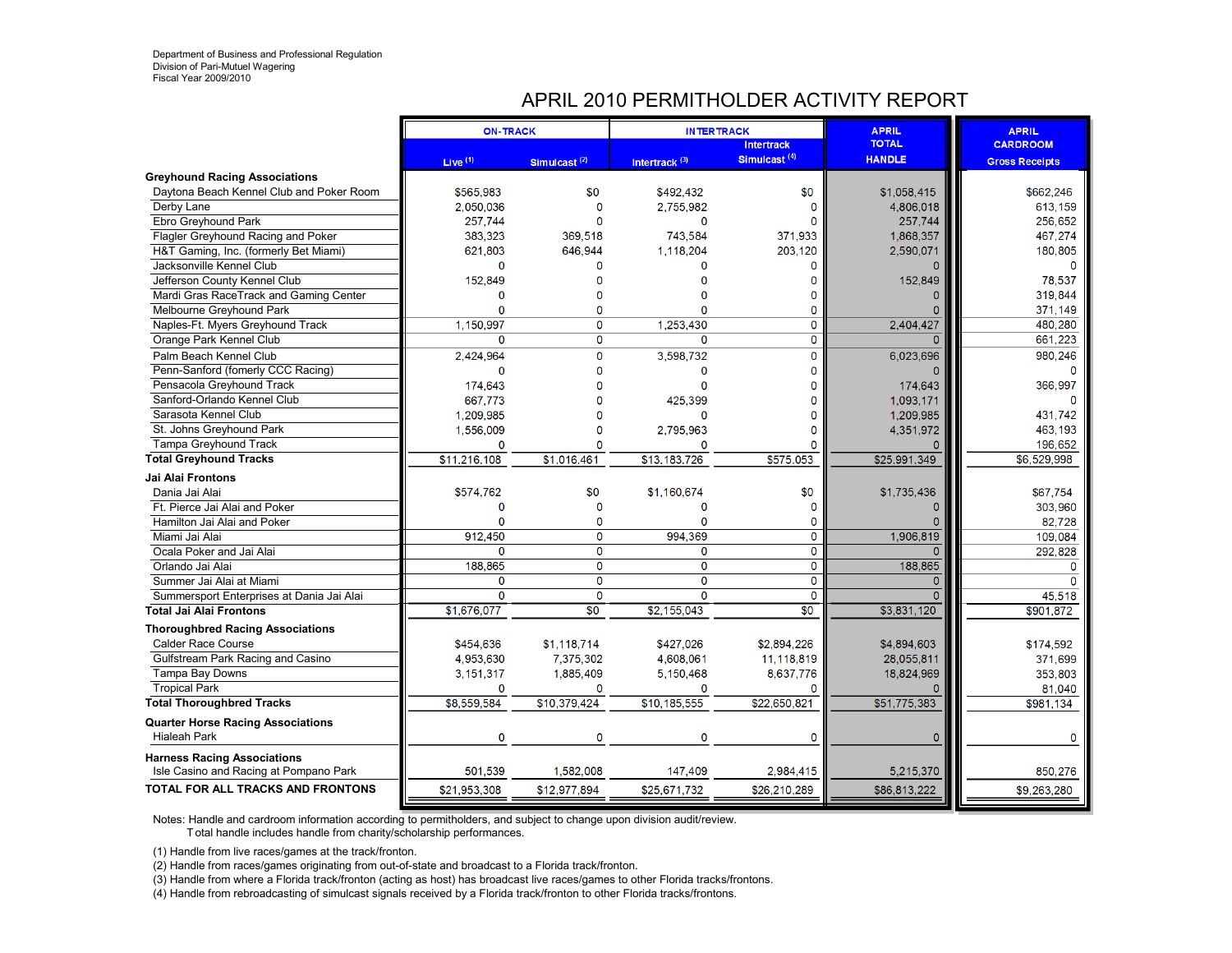Department of Business and Professional Regulation
Division of Pari-Mutuel Wagering
Fiscal Year 2009/2010

# APRIL 2010 PERMITHOLDER ACTIVITY REPORT

| | ON-TRACK | | INTERTRACK | | APRIL TOTAL HANDLE | APRIL CARDROOM Gross Receipts |
|---|---|---|---|---|---|---|
| | Live (1) | Simulcast (2) | Intertrack (3) | Intertrack Simulcast (4) | | |
| **Greyhound Racing Associations** | | | | | | |
| Daytona Beach Kennel Club and Poker Room | $565,983 | $0 | $492,432 | $0 | $1,058,415 | $662,246 |
| Derby Lane | 2,050,036 | 0 | 2,755,982 | 0 | 4,806,018 | 613,159 |
| Ebro Greyhound Park | 257,744 | 0 | 0 | 0 | 257,744 | 256,652 |
| Flagler Greyhound Racing and Poker | 383,323 | 369,518 | 743,584 | 371,933 | 1,868,357 | 467,274 |
| H&T Gaming, Inc. (formerly Bet Miami) | 621,803 | 646,944 | 1,118,204 | 203,120 | 2,590,071 | 180,805 |
| Jacksonville Kennel Club | 0 | 0 | 0 | 0 | 0 | 0 |
| Jefferson County Kennel Club | 152,849 | 0 | 0 | 0 | 152,849 | 78,537 |
| Mardi Gras RaceTrack and Gaming Center | 0 | 0 | 0 | 0 | 0 | 319,844 |
| Melbourne Greyhound Park | 0 | 0 | 0 | 0 | 0 | 371,149 |
| Naples-Ft. Myers Greyhound Track | 1,150,997 | 0 | 1,253,430 | 0 | 2,404,427 | 480,280 |
| Orange Park Kennel Club | 0 | 0 | 0 | 0 | 0 | 661,223 |
| Palm Beach Kennel Club | 2,424,964 | 0 | 3,598,732 | 0 | 6,023,696 | 980,246 |
| Penn-Sanford (fomerly CCC Racing) | 0 | 0 | 0 | 0 | 0 | 0 |
| Pensacola Greyhound Track | 174,643 | 0 | 0 | 0 | 174,643 | 366,997 |
| Sanford-Orlando Kennel Club | 667,773 | 0 | 425,399 | 0 | 1,093,171 | 0 |
| Sarasota Kennel Club | 1,209,985 | 0 | 0 | 0 | 1,209,985 | 431,742 |
| St. Johns Greyhound Park | 1,556,009 | 0 | 2,795,963 | 0 | 4,351,972 | 463,193 |
| Tampa Greyhound Track | 0 | 0 | 0 | 0 | 0 | 196,652 |
| **Total Greyhound Tracks** | $11,216,108 | $1,016,461 | $13,183,726 | $575,053 | $25,991,349 | $6,529,998 |
| **Jai Alai Frontons** | | | | | | |
| Dania Jai Alai | $574,762 | $0 | $1,160,674 | $0 | $1,735,436 | $67,754 |
| Ft. Pierce Jai Alai and Poker | 0 | 0 | 0 | 0 | 0 | 303,960 |
| Hamilton Jai Alai and Poker | 0 | 0 | 0 | 0 | 0 | 82,728 |
| Miami Jai Alai | 912,450 | 0 | 994,369 | 0 | 1,906,819 | 109,084 |
| Ocala Poker and Jai Alai | 0 | 0 | 0 | 0 | 0 | 292,828 |
| Orlando Jai Alai | 188,865 | 0 | 0 | 0 | 188,865 | 0 |
| Summer Jai Alai at Miami | 0 | 0 | 0 | 0 | 0 | 0 |
| Summersport Enterprises at Dania Jai Alai | 0 | 0 | 0 | 0 | 0 | 45,518 |
| **Total Jai Alai Frontons** | $1,676,077 | $0 | $2,155,043 | $0 | $3,831,120 | $901,872 |
| **Thoroughbred Racing Associations** | | | | | | |
| Calder Race Course | $454,636 | $1,118,714 | $427,026 | $2,894,226 | $4,894,603 | $174,592 |
| Gulfstream Park Racing and Casino | 4,953,630 | 7,375,302 | 4,608,061 | 11,118,819 | 28,055,811 | 371,699 |
| Tampa Bay Downs | 3,151,317 | 1,885,409 | 5,150,468 | 8,637,776 | 18,824,969 | 353,803 |
| Tropical Park | 0 | 0 | 0 | 0 | 0 | 81,040 |
| **Total Thoroughbred Tracks** | $8,559,584 | $10,379,424 | $10,185,555 | $22,650,821 | $51,775,383 | $981,134 |
| **Quarter Horse Racing Associations** | | | | | | |
| Hialeah Park | 0 | 0 | 0 | 0 | 0 | 0 |
| **Harness Racing Associations** | | | | | | |
| Isle Casino and Racing at Pompano Park | 501,539 | 1,582,008 | 147,409 | 2,984,415 | 5,215,370 | 850,276 |
| **TOTAL FOR ALL TRACKS AND FRONTONS** | $21,953,308 | $12,977,894 | $25,671,732 | $26,210,289 | $86,813,222 | $9,263,280 |

Notes: Handle and cardroom information according to permitholders, and subject to change upon division audit/review.
Total handle includes handle from charity/scholarship performances.

(1) Handle from live races/games at the track/fronton.
(2) Handle from races/games originating from out-of-state and broadcast to a Florida track/fronton.
(3) Handle from where a Florida track/fronton (acting as host) has broadcast live races/games to other Florida tracks/frontons.
(4) Handle from rebroadcasting of simulcast signals received by a Florida track/fronton to other Florida tracks/frontons.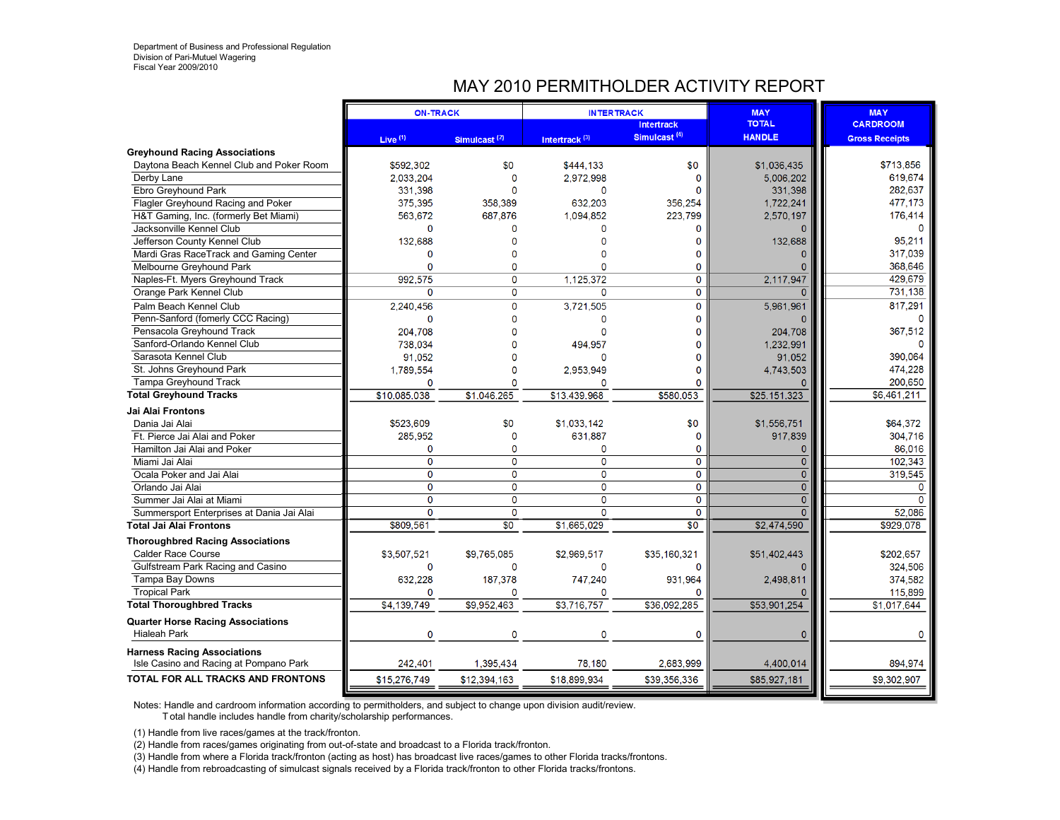Department of Business and Professional Regulation
Division of Pari-Mutuel Wagering
Fiscal Year 2009/2010

# MAY 2010 PERMITHOLDER ACTIVITY REPORT

| | ON-TRACK | | INTERTRACK | | MAY | MAY |
|---|---|---|---|---|---|---|
| | Live [1] | Simulcast [2] | Intertrack [3] | Intertrack Simulcast [4] | TOTAL HANDLE | CARDROOM Gross Receipts |
| **Greyhound Racing Associations** | | | | | | |
| Daytona Beach Kennel Club and Poker Room | $592,302 | $0 | $444,133 | $0 | $1,036,435 | $713,856 |
| Derby Lane | 2,033,204 | 0 | 2,972,998 | 0 | 5,006,202 | 619,674 |
| Ebro Greyhound Park | 331,398 | 0 | 0 | 0 | 331,398 | 282,637 |
| Flagler Greyhound Racing and Poker | 375,395 | 358,389 | 632,203 | 356,254 | 1,722,241 | 477,173 |
| H&T Gaming, Inc. (formerly Bet Miami) | 563,672 | 687,876 | 1,094,852 | 223,799 | 2,570,197 | 176,414 |
| Jacksonville Kennel Club | 0 | 0 | 0 | 0 | 0 | 0 |
| Jefferson County Kennel Club | 132,688 | 0 | 0 | 0 | 132,688 | 95,211 |
| Mardi Gras RaceTrack and Gaming Center | 0 | 0 | 0 | 0 | 0 | 317,039 |
| Melbourne Greyhound Park | 0 | 0 | 0 | 0 | 0 | 368,646 |
| Naples-Ft. Myers Greyhound Track | 992,575 | 0 | 1,125,372 | 0 | 2,117,947 | 429,679 |
| Orange Park Kennel Club | 0 | 0 | 0 | 0 | 0 | 731,138 |
| Palm Beach Kennel Club | 2,240,456 | 0 | 3,721,505 | 0 | 5,961,961 | 817,291 |
| Penn-Sanford (fomerly CCC Racing) | 0 | 0 | 0 | 0 | 0 | 0 |
| Pensacola Greyhound Track | 204,708 | 0 | 0 | 0 | 204,708 | 367,512 |
| Sanford-Orlando Kennel Club | 738,034 | 0 | 494,957 | 0 | 1,232,991 | 0 |
| Sarasota Kennel Club | 91,052 | 0 | 0 | 0 | 91,052 | 390,064 |
| St. Johns Greyhound Park | 1,789,554 | 0 | 2,953,949 | 0 | 4,743,503 | 474,228 |
| Tampa Greyhound Track | 0 | 0 | 0 | 0 | 0 | 200,650 |
| **Total Greyhound Tracks** | $10,085,038 | $1,046,265 | $13,439,968 | $580,053 | $25,151,323 | $6,461,211 |
| **Jai Alai Frontons** | | | | | | |
| Dania Jai Alai | $523,609 | $0 | $1,033,142 | $0 | $1,556,751 | $64,372 |
| Ft. Pierce Jai Alai and Poker | 285,952 | 0 | 631,887 | 0 | 917,839 | 304,716 |
| Hamilton Jai Alai and Poker | 0 | 0 | 0 | 0 | 0 | 86,016 |
| Miami Jai Alai | 0 | 0 | 0 | 0 | 0 | 102,343 |
| Ocala Poker and Jai Alai | 0 | 0 | 0 | 0 | 0 | 319,545 |
| Orlando Jai Alai | 0 | 0 | 0 | 0 | 0 | 0 |
| Summer Jai Alai at Miami | 0 | 0 | 0 | 0 | 0 | 0 |
| Summersport Enterprises at Dania Jai Alai | 0 | 0 | 0 | 0 | 0 | 52,086 |
| **Total Jai Alai Frontons** | $809,561 | $0 | $1,665,029 | $0 | $2,474,590 | $929,078 |
| **Thoroughbred Racing Associations** | | | | | | |
| Calder Race Course | $3,507,521 | $9,765,085 | $2,969,517 | $35,160,321 | $51,402,443 | $202,657 |
| Gulfstream Park Racing and Casino | 0 | 0 | 0 | 0 | 0 | 324,506 |
| Tampa Bay Downs | 632,228 | 187,378 | 747,240 | 931,964 | 2,498,811 | 374,582 |
| Tropical Park | 0 | 0 | 0 | 0 | 0 | 115,899 |
| **Total Thoroughbred Tracks** | $4,139,749 | $9,952,463 | $3,716,757 | $36,092,285 | $53,901,254 | $1,017,644 |
| **Quarter Horse Racing Associations** | | | | | | |
| Hialeah Park | 0 | 0 | 0 | 0 | 0 | 0 |
| **Harness Racing Associations** | | | | | | |
| Isle Casino and Racing at Pompano Park | 242,401 | 1,395,434 | 78,180 | 2,683,999 | 4,400,014 | 894,974 |
| **TOTAL FOR ALL TRACKS AND FRONTONS** | $15,276,749 | $12,394,163 | $18,899,934 | $39,356,336 | $85,927,181 | $9,302,907 |

Notes: Handle and cardroom information according to permitholders, and subject to change upon division audit/review.
Total handle includes handle from charity/scholarship performances.

(1) Handle from live races/games at the track/fronton.
(2) Handle from races/games originating from out-of-state and broadcast to a Florida track/fronton.
(3) Handle from where a Florida track/fronton (acting as host) has broadcast live races/games to other Florida tracks/frontons.
(4) Handle from rebroadcasting of simulcast signals received by a Florida track/fronton to other Florida tracks/frontons.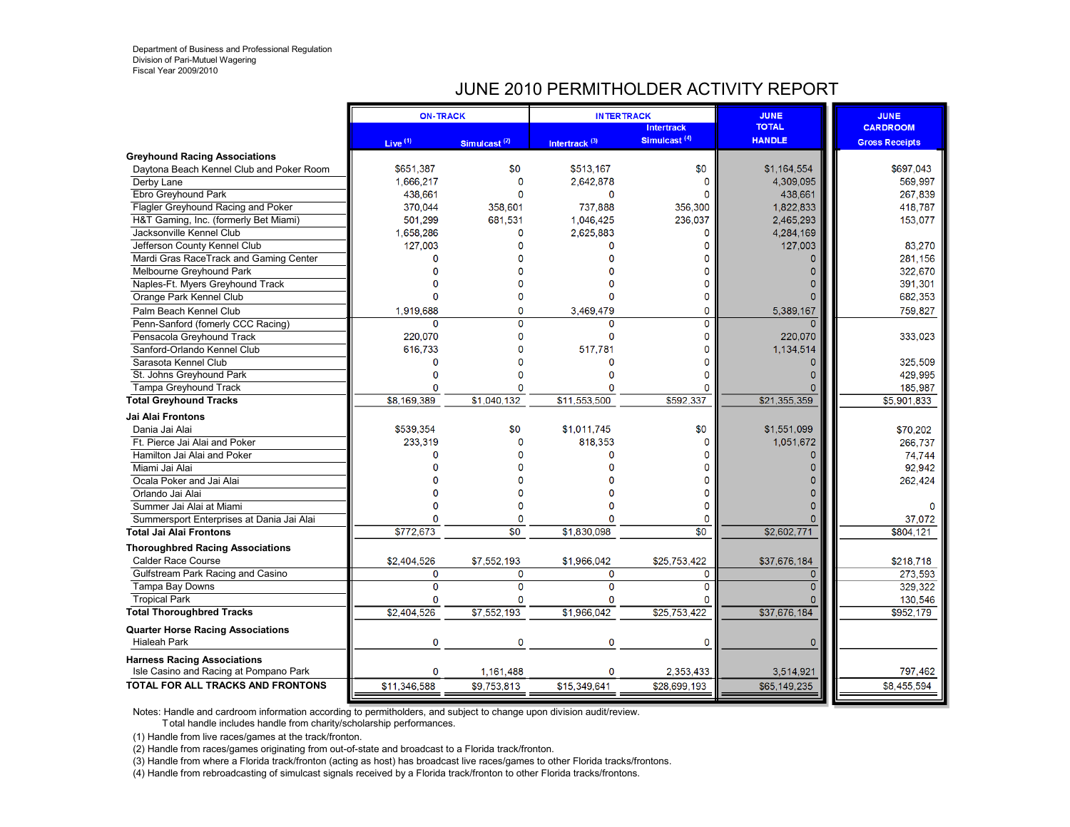Department of Business and Professional Regulation
Division of Pari-Mutuel Wagering
Fiscal Year 2009/2010

# JUNE 2010 PERMITHOLDER ACTIVITY REPORT

| | ON-TRACK | | INTERTRACK | | JUNE TOTAL HANDLE | JUNE CARDROOM Gross Receipts |
|---|---|---|---|---|---|---|
| | Live [1] | Simulcast [2] | Intertrack [3] | Intertrack Simulcast [4] | | |
| **Greyhound Racing Associations** | | | | | | |
| Daytona Beach Kennel Club and Poker Room | $651,387 | $0 | $513,167 | $0 | $1,164,554 | $697,043 |
| Derby Lane | 1,666,217 | 0 | 2,642,878 | 0 | 4,309,095 | 569,997 |
| Ebro Greyhound Park | 438,661 | 0 | 0 | 0 | 438,661 | 267,839 |
| Flagler Greyhound Racing and Poker | 370,044 | 358,601 | 737,888 | 356,300 | 1,822,833 | 418,787 |
| H&T Gaming, Inc. (formerly Bet Miami) | 501,299 | 681,531 | 1,046,425 | 236,037 | 2,465,293 | 153,077 |
| Jacksonville Kennel Club | 1,658,286 | 0 | 2,625,883 | 0 | 4,284,169 | |
| Jefferson County Kennel Club | 127,003 | 0 | 0 | 0 | 127,003 | 83,270 |
| Mardi Gras RaceTrack and Gaming Center | 0 | 0 | 0 | 0 | 0 | 281,156 |
| Melbourne Greyhound Park | 0 | 0 | 0 | 0 | 0 | 322,670 |
| Naples-Ft. Myers Greyhound Track | 0 | 0 | 0 | 0 | 0 | 391,301 |
| Orange Park Kennel Club | 0 | 0 | 0 | 0 | 0 | 682,353 |
| Palm Beach Kennel Club | 1,919,688 | 0 | 3,469,479 | 0 | 5,389,167 | 759,827 |
| Penn-Sanford (fomerly CCC Racing) | 0 | 0 | 0 | 0 | 0 | |
| Pensacola Greyhound Track | 220,070 | 0 | 0 | 0 | 220,070 | 333,023 |
| Sanford-Orlando Kennel Club | 616,733 | 0 | 517,781 | 0 | 1,134,514 | |
| Sarasota Kennel Club | 0 | 0 | 0 | 0 | 0 | 325,509 |
| St. Johns Greyhound Park | 0 | 0 | 0 | 0 | 0 | 429,995 |
| Tampa Greyhound Track | 0 | 0 | 0 | 0 | 0 | 185,987 |
| **Total Greyhound Tracks** | $8,169,389 | $1,040,132 | $11,553,500 | $592,337 | $21,355,359 | $5,901,833 |
| **Jai Alai Frontons** | | | | | | |
| Dania Jai Alai | $539,354 | $0 | $1,011,745 | $0 | $1,551,099 | $70,202 |
| Ft. Pierce Jai Alai and Poker | 233,319 | 0 | 818,353 | 0 | 1,051,672 | 266,737 |
| Hamilton Jai Alai and Poker | 0 | 0 | 0 | 0 | 0 | 74,744 |
| Miami Jai Alai | 0 | 0 | 0 | 0 | 0 | 92,942 |
| Ocala Poker and Jai Alai | 0 | 0 | 0 | 0 | 0 | 262,424 |
| Orlando Jai Alai | 0 | 0 | 0 | 0 | 0 | |
| Summer Jai Alai at Miami | 0 | 0 | 0 | 0 | 0 | 0 |
| Summersport Enterprises at Dania Jai Alai | 0 | 0 | 0 | 0 | 0 | 37,072 |
| **Total Jai Alai Frontons** | $772,673 | $0 | $1,830,098 | $0 | $2,602,771 | $804,121 |
| **Thoroughbred Racing Associations** | | | | | | |
| Calder Race Course | $2,404,526 | $7,552,193 | $1,966,042 | $25,753,422 | $37,676,184 | $218,718 |
| Gulfstream Park Racing and Casino | 0 | 0 | 0 | 0 | 0 | 273,593 |
| Tampa Bay Downs | 0 | 0 | 0 | 0 | 0 | 329,322 |
| Tropical Park | 0 | 0 | 0 | 0 | 0 | 130,546 |
| **Total Thoroughbred Tracks** | $2,404,526 | $7,552,193 | $1,966,042 | $25,753,422 | $37,676,184 | $952,179 |
| **Quarter Horse Racing Associations** | | | | | | |
| Hialeah Park | 0 | 0 | 0 | 0 | 0 | |
| **Harness Racing Associations** | | | | | | |
| Isle Casino and Racing at Pompano Park | 0 | 1,161,488 | 0 | 2,353,433 | 3,514,921 | 797,462 |
| **TOTAL FOR ALL TRACKS AND FRONTONS** | $11,346,588 | $9,753,813 | $15,349,641 | $28,699,193 | $65,149,235 | $8,455,594 |

Notes: Handle and cardroom information according to permitholders, and subject to change upon division audit/review.
Total handle includes handle from charity/scholarship performances.
(1) Handle from live races/games at the track/fronton.
(2) Handle from races/games originating from out-of-state and broadcast to a Florida track/fronton.
(3) Handle from where a Florida track/fronton (acting as host) has broadcast live races/games to other Florida tracks/frontons.
(4) Handle from rebroadcasting of simulcast signals received by a Florida track/fronton to other Florida tracks/frontons.